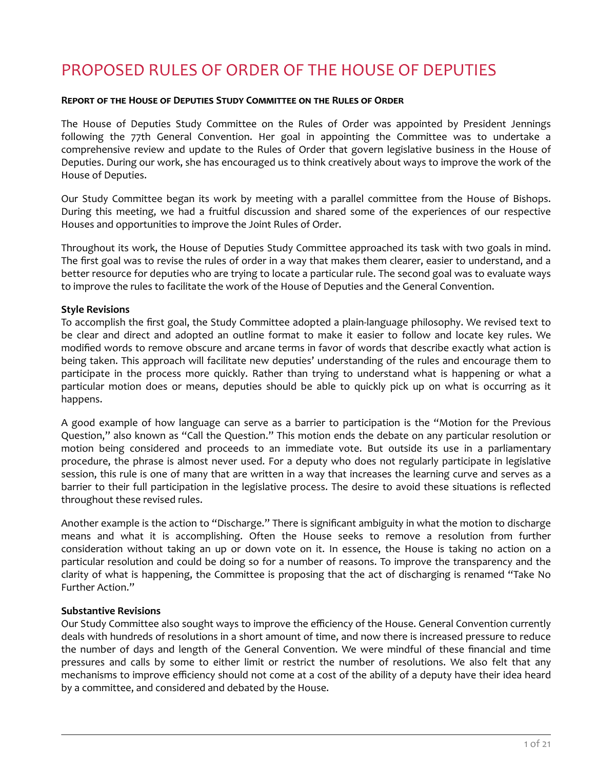# PROPOSED RULES OF ORDER OF THE HOUSE OF DEPUTIES

**Report of the House of Deputies Study Committee on the Rules of Order**

The House of Deputies Study Committee on the Rules of Order was appointed by President Jennings following the 77th General Convention. Her goal in appointing the Committee was to undertake a comprehensive review and update to the Rules of Order that govern legislative business in the House of Deputies. During our work, she has encouraged us to think creatively about ways to improve the work of the House of Deputies.

Our Study Committee began its work by meeting with a parallel committee from the House of Bishops. During this meeting, we had a fruitful discussion and shared some of the experiences of our respective Houses and opportunities to improve the Joint Rules of Order.

Throughout its work, the House of Deputies Study Committee approached its task with two goals in mind. The first goal was to revise the rules of order in a way that makes them clearer, easier to understand, and a better resource for deputies who are trying to locate a particular rule. The second goal was to evaluate ways to improve the rules to facilitate the work of the House of Deputies and the General Convention.

**Style Revisions**

To accomplish the first goal, the Study Committee adopted a plain-language philosophy. We revised text to be clear and direct and adopted an outline format to make it easier to follow and locate key rules. We modified words to remove obscure and arcane terms in favor of words that describe exactly what action is being taken. This approach will facilitate new deputies' understanding of the rules and encourage them to participate in the process more quickly. Rather than trying to understand what is happening or what a particular motion does or means, deputies should be able to quickly pick up on what is occurring as it happens.

A good example of how language can serve as a barrier to participation is the "Motion for the Previous Question," also known as "Call the Question." This motion ends the debate on any particular resolution or motion being considered and proceeds to an immediate vote. But outside its use in a parliamentary procedure, the phrase is almost never used. For a deputy who does not regularly participate in legislative session, this rule is one of many that are written in a way that increases the learning curve and serves as a barrier to their full participation in the legislative process. The desire to avoid these situations is reflected throughout these revised rules.

Another example is the action to "Discharge." There is significant ambiguity in what the motion to discharge means and what it is accomplishing. Often the House seeks to remove a resolution from further consideration without taking an up or down vote on it. In essence, the House is taking no action on a particular resolution and could be doing so for a number of reasons. To improve the transparency and the clarity of what is happening, the Committee is proposing that the act of discharging is renamed "Take No Further Action."

**Substantive Revisions**

Our Study Committee also sought ways to improve the efficiency of the House. General Convention currently deals with hundreds of resolutions in a short amount of time, and now there is increased pressure to reduce the number of days and length of the General Convention. We were mindful of these financial and time pressures and calls by some to either limit or restrict the number of resolutions. We also felt that any mechanisms to improve efficiency should not come at a cost of the ability of a deputy have their idea heard by a committee, and considered and debated by the House.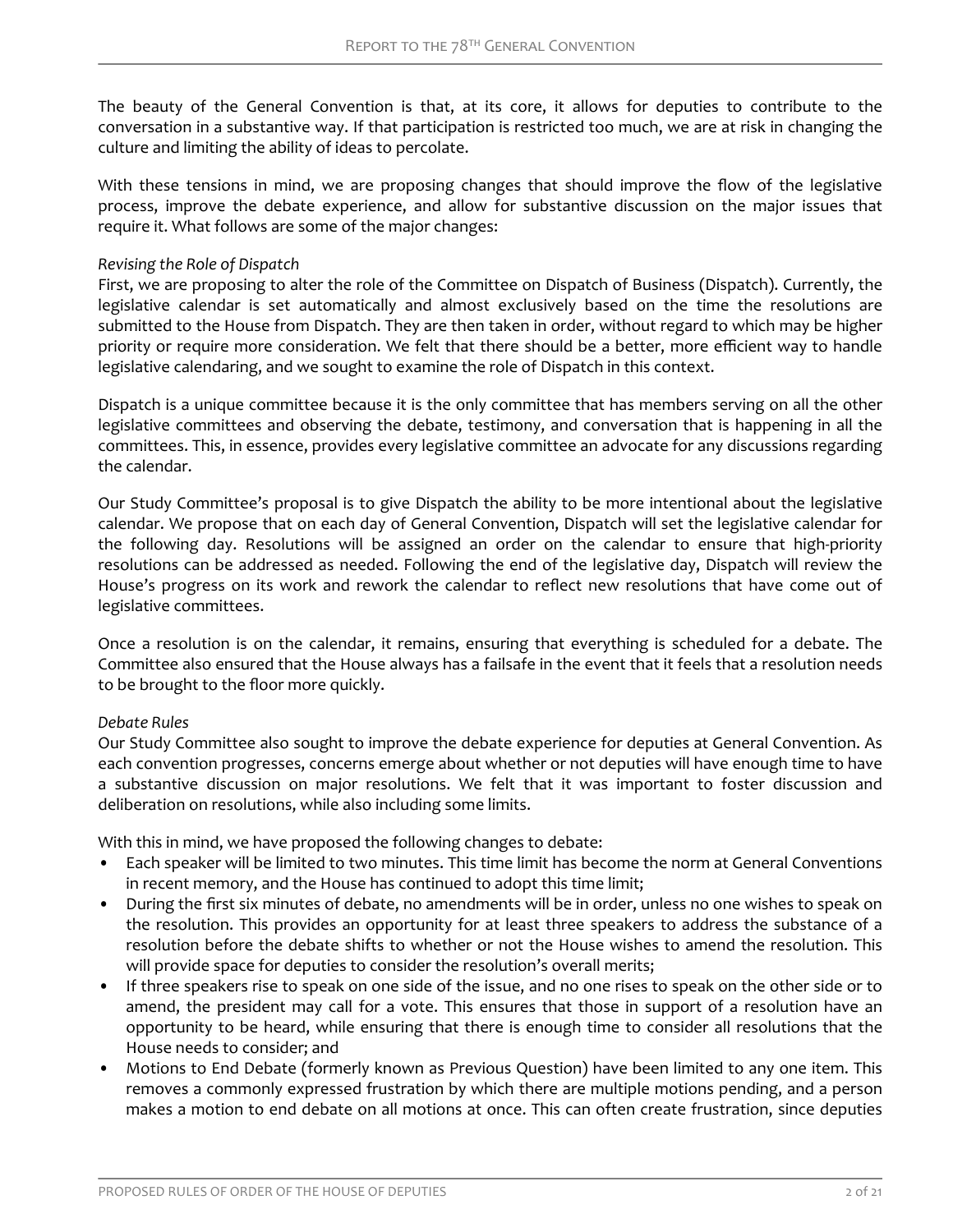The beauty of the General Convention is that, at its core, it allows for deputies to contribute to the conversation in a substantive way. If that participation is restricted too much, we are at risk in changing the culture and limiting the ability of ideas to percolate.

With these tensions in mind, we are proposing changes that should improve the flow of the legislative process, improve the debate experience, and allow for substantive discussion on the major issues that require it. What follows are some of the major changes:

*Revising the Role of Dispatch*

First, we are proposing to alter the role of the Committee on Dispatch of Business (Dispatch). Currently, the legislative calendar is set automatically and almost exclusively based on the time the resolutions are submitted to the House from Dispatch. They are then taken in order, without regard to which may be higher priority or require more consideration. We felt that there should be a better, more efficient way to handle legislative calendaring, and we sought to examine the role of Dispatch in this context.

Dispatch is a unique committee because it is the only committee that has members serving on all the other legislative committees and observing the debate, testimony, and conversation that is happening in all the committees. This, in essence, provides every legislative committee an advocate for any discussions regarding the calendar.

Our Study Committee's proposal is to give Dispatch the ability to be more intentional about the legislative calendar. We propose that on each day of General Convention, Dispatch will set the legislative calendar for the following day. Resolutions will be assigned an order on the calendar to ensure that high-priority resolutions can be addressed as needed. Following the end of the legislative day, Dispatch will review the House's progress on its work and rework the calendar to reflect new resolutions that have come out of legislative committees.

Once a resolution is on the calendar, it remains, ensuring that everything is scheduled for a debate. The Committee also ensured that the House always has a failsafe in the event that it feels that a resolution needs to be brought to the floor more quickly.

*Debate Rules*

Our Study Committee also sought to improve the debate experience for deputies at General Convention. As each convention progresses, concerns emerge about whether or not deputies will have enough time to have a substantive discussion on major resolutions. We felt that it was important to foster discussion and deliberation on resolutions, while also including some limits.

With this in mind, we have proposed the following changes to debate:

- Each speaker will be limited to two minutes. This time limit has become the norm at General Conventions in recent memory, and the House has continued to adopt this time limit;
- During the first six minutes of debate, no amendments will be in order, unless no one wishes to speak on the resolution. This provides an opportunity for at least three speakers to address the substance of a resolution before the debate shifts to whether or not the House wishes to amend the resolution. This will provide space for deputies to consider the resolution's overall merits;
- If three speakers rise to speak on one side of the issue, and no one rises to speak on the other side or to amend, the president may call for a vote. This ensures that those in support of a resolution have an opportunity to be heard, while ensuring that there is enough time to consider all resolutions that the House needs to consider; and
- Motions to End Debate (formerly known as Previous Question) have been limited to any one item. This removes a commonly expressed frustration by which there are multiple motions pending, and a person makes a motion to end debate on all motions at once. This can often create frustration, since deputies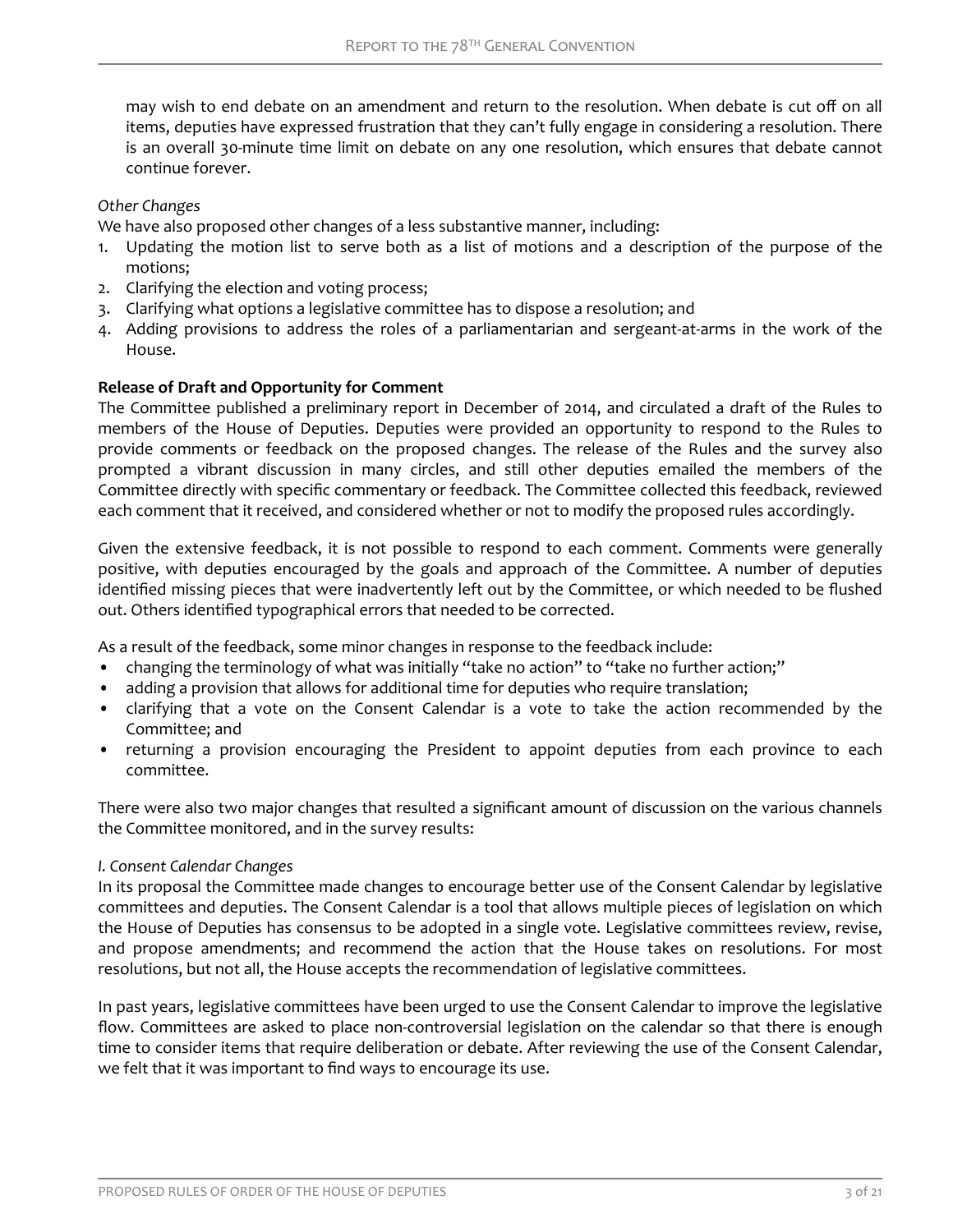may wish to end debate on an amendment and return to the resolution. When debate is cut off on all items, deputies have expressed frustration that they can't fully engage in considering a resolution. There is an overall 30-minute time limit on debate on any one resolution, which ensures that debate cannot continue forever.

*Other Changes*

We have also proposed other changes of a less substantive manner, including:

1. Updating the motion list to serve both as a list of motions and a description of the purpose of the motions;
2. Clarifying the election and voting process;
3. Clarifying what options a legislative committee has to dispose a resolution; and
4. Adding provisions to address the roles of a parliamentarian and sergeant-at-arms in the work of the House.

**Release of Draft and Opportunity for Comment**

The Committee published a preliminary report in December of 2014, and circulated a draft of the Rules to members of the House of Deputies. Deputies were provided an opportunity to respond to the Rules to provide comments or feedback on the proposed changes. The release of the Rules and the survey also prompted a vibrant discussion in many circles, and still other deputies emailed the members of the Committee directly with specific commentary or feedback. The Committee collected this feedback, reviewed each comment that it received, and considered whether or not to modify the proposed rules accordingly.

Given the extensive feedback, it is not possible to respond to each comment. Comments were generally positive, with deputies encouraged by the goals and approach of the Committee. A number of deputies identified missing pieces that were inadvertently left out by the Committee, or which needed to be flushed out. Others identified typographical errors that needed to be corrected.

As a result of the feedback, some minor changes in response to the feedback include:

- changing the terminology of what was initially "take no action" to "take no further action;"
- adding a provision that allows for additional time for deputies who require translation;
- clarifying that a vote on the Consent Calendar is a vote to take the action recommended by the Committee; and
- returning a provision encouraging the President to appoint deputies from each province to each committee.

There were also two major changes that resulted a significant amount of discussion on the various channels the Committee monitored, and in the survey results:

*I. Consent Calendar Changes*

In its proposal the Committee made changes to encourage better use of the Consent Calendar by legislative committees and deputies. The Consent Calendar is a tool that allows multiple pieces of legislation on which the House of Deputies has consensus to be adopted in a single vote. Legislative committees review, revise, and propose amendments; and recommend the action that the House takes on resolutions. For most resolutions, but not all, the House accepts the recommendation of legislative committees.

In past years, legislative committees have been urged to use the Consent Calendar to improve the legislative flow. Committees are asked to place non-controversial legislation on the calendar so that there is enough time to consider items that require deliberation or debate. After reviewing the use of the Consent Calendar, we felt that it was important to find ways to encourage its use.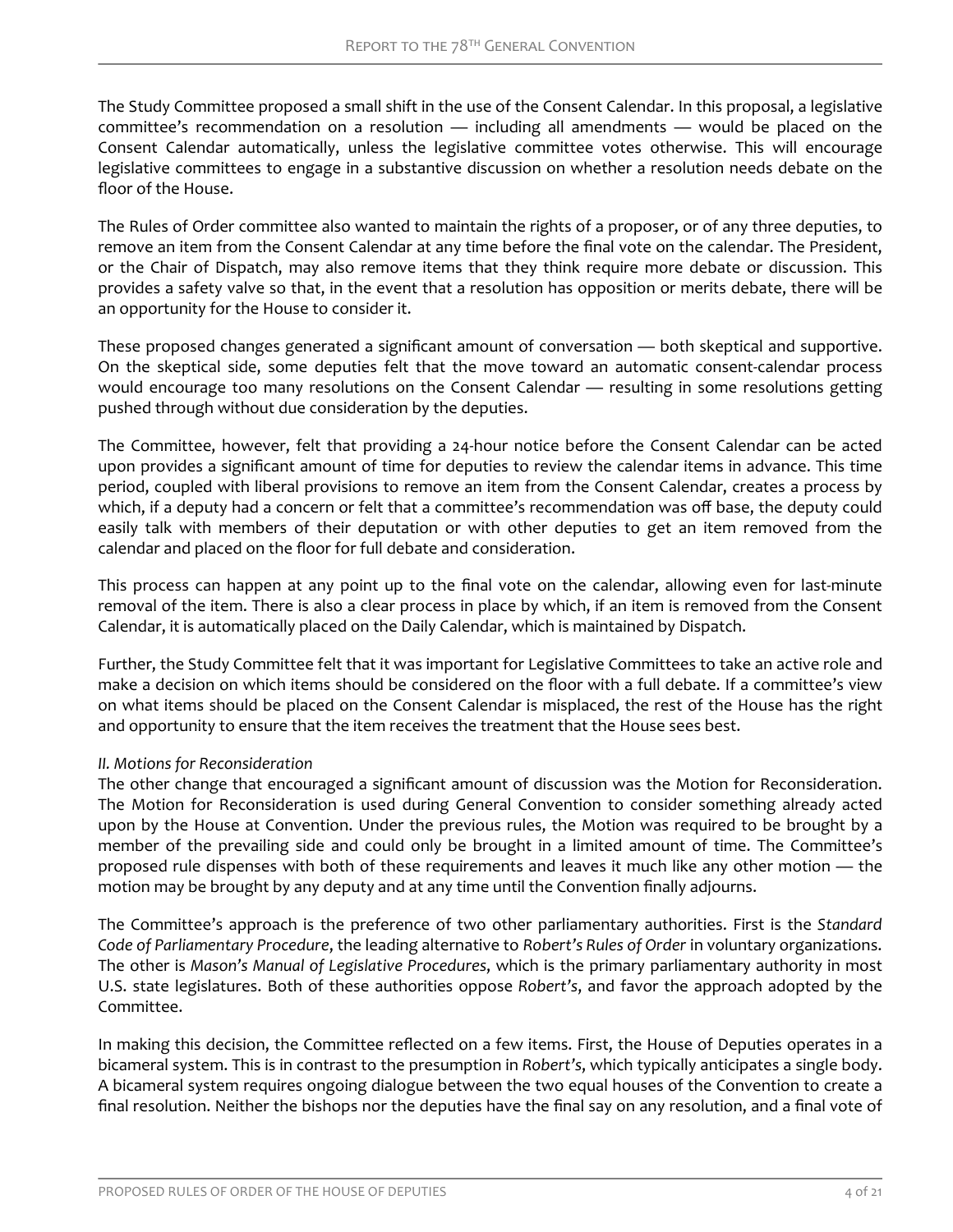The Study Committee proposed a small shift in the use of the Consent Calendar. In this proposal, a legislative committee's recommendation on a resolution — including all amendments — would be placed on the Consent Calendar automatically, unless the legislative committee votes otherwise. This will encourage legislative committees to engage in a substantive discussion on whether a resolution needs debate on the floor of the House.

The Rules of Order committee also wanted to maintain the rights of a proposer, or of any three deputies, to remove an item from the Consent Calendar at any time before the final vote on the calendar. The President, or the Chair of Dispatch, may also remove items that they think require more debate or discussion. This provides a safety valve so that, in the event that a resolution has opposition or merits debate, there will be an opportunity for the House to consider it.

These proposed changes generated a significant amount of conversation — both skeptical and supportive. On the skeptical side, some deputies felt that the move toward an automatic consent-calendar process would encourage too many resolutions on the Consent Calendar — resulting in some resolutions getting pushed through without due consideration by the deputies.

The Committee, however, felt that providing a 24-hour notice before the Consent Calendar can be acted upon provides a significant amount of time for deputies to review the calendar items in advance. This time period, coupled with liberal provisions to remove an item from the Consent Calendar, creates a process by which, if a deputy had a concern or felt that a committee's recommendation was off base, the deputy could easily talk with members of their deputation or with other deputies to get an item removed from the calendar and placed on the floor for full debate and consideration.

This process can happen at any point up to the final vote on the calendar, allowing even for last-minute removal of the item. There is also a clear process in place by which, if an item is removed from the Consent Calendar, it is automatically placed on the Daily Calendar, which is maintained by Dispatch.

Further, the Study Committee felt that it was important for Legislative Committees to take an active role and make a decision on which items should be considered on the floor with a full debate. If a committee's view on what items should be placed on the Consent Calendar is misplaced, the rest of the House has the right and opportunity to ensure that the item receives the treatment that the House sees best.

*II. Motions for Reconsideration*

The other change that encouraged a significant amount of discussion was the Motion for Reconsideration. The Motion for Reconsideration is used during General Convention to consider something already acted upon by the House at Convention. Under the previous rules, the Motion was required to be brought by a member of the prevailing side and could only be brought in a limited amount of time. The Committee's proposed rule dispenses with both of these requirements and leaves it much like any other motion — the motion may be brought by any deputy and at any time until the Convention finally adjourns.

The Committee's approach is the preference of two other parliamentary authorities. First is the *Standard Code of Parliamentary Procedure*, the leading alternative to *Robert's Rules of Order* in voluntary organizations. The other is *Mason's Manual of Legislative Procedures*, which is the primary parliamentary authority in most U.S. state legislatures. Both of these authorities oppose *Robert's*, and favor the approach adopted by the Committee.

In making this decision, the Committee reflected on a few items. First, the House of Deputies operates in a bicameral system. This is in contrast to the presumption in *Robert's*, which typically anticipates a single body. A bicameral system requires ongoing dialogue between the two equal houses of the Convention to create a final resolution. Neither the bishops nor the deputies have the final say on any resolution, and a final vote of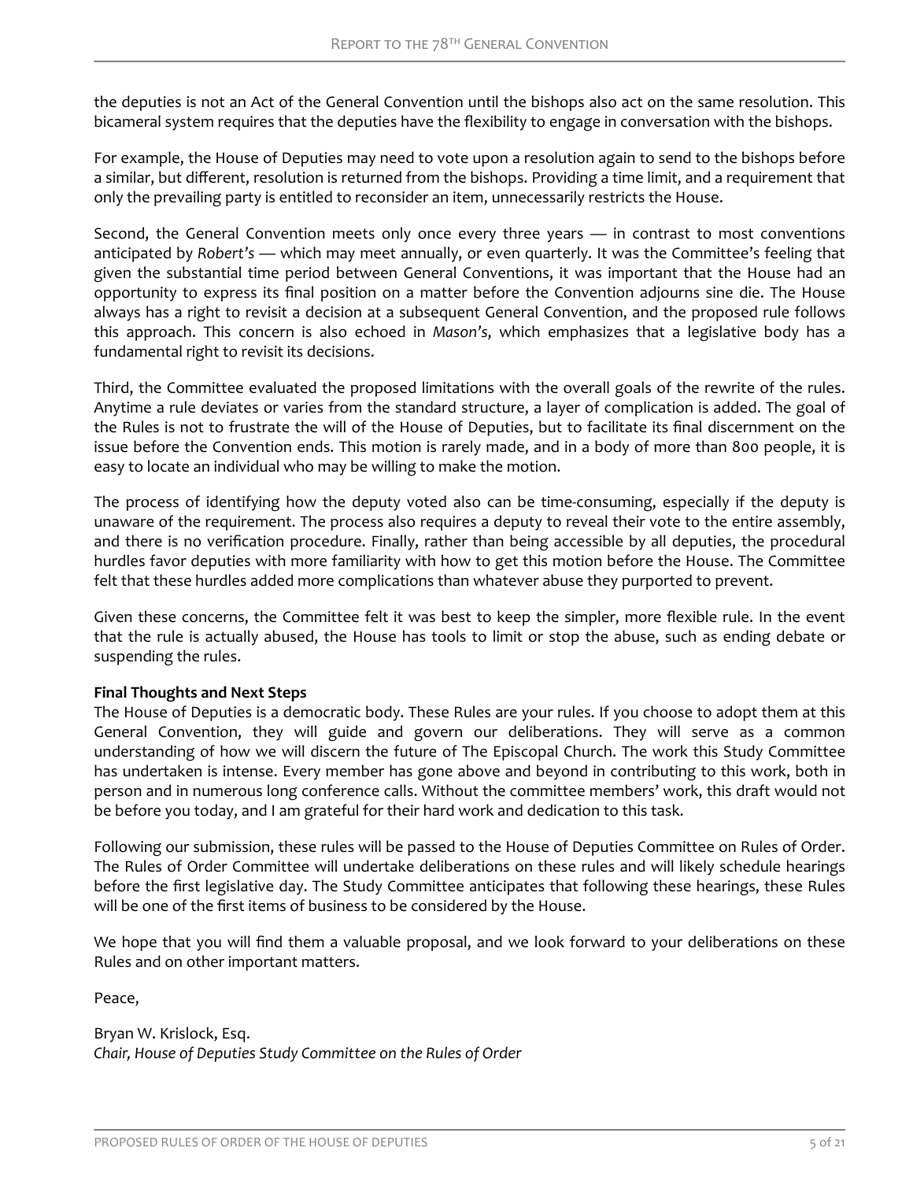the deputies is not an Act of the General Convention until the bishops also act on the same resolution. This bicameral system requires that the deputies have the flexibility to engage in conversation with the bishops.

For example, the House of Deputies may need to vote upon a resolution again to send to the bishops before a similar, but different, resolution is returned from the bishops. Providing a time limit, and a requirement that only the prevailing party is entitled to reconsider an item, unnecessarily restricts the House.

Second, the General Convention meets only once every three years — in contrast to most conventions anticipated by *Robert's* — which may meet annually, or even quarterly. It was the Committee's feeling that given the substantial time period between General Conventions, it was important that the House had an opportunity to express its final position on a matter before the Convention adjourns sine die. The House always has a right to revisit a decision at a subsequent General Convention, and the proposed rule follows this approach. This concern is also echoed in *Mason's*, which emphasizes that a legislative body has a fundamental right to revisit its decisions.

Third, the Committee evaluated the proposed limitations with the overall goals of the rewrite of the rules. Anytime a rule deviates or varies from the standard structure, a layer of complication is added. The goal of the Rules is not to frustrate the will of the House of Deputies, but to facilitate its final discernment on the issue before the Convention ends. This motion is rarely made, and in a body of more than 800 people, it is easy to locate an individual who may be willing to make the motion.

The process of identifying how the deputy voted also can be time-consuming, especially if the deputy is unaware of the requirement. The process also requires a deputy to reveal their vote to the entire assembly, and there is no verification procedure. Finally, rather than being accessible by all deputies, the procedural hurdles favor deputies with more familiarity with how to get this motion before the House. The Committee felt that these hurdles added more complications than whatever abuse they purported to prevent.

Given these concerns, the Committee felt it was best to keep the simpler, more flexible rule. In the event that the rule is actually abused, the House has tools to limit or stop the abuse, such as ending debate or suspending the rules.

**Final Thoughts and Next Steps**

The House of Deputies is a democratic body. These Rules are your rules. If you choose to adopt them at this General Convention, they will guide and govern our deliberations. They will serve as a common understanding of how we will discern the future of The Episcopal Church. The work this Study Committee has undertaken is intense. Every member has gone above and beyond in contributing to this work, both in person and in numerous long conference calls. Without the committee members' work, this draft would not be before you today, and I am grateful for their hard work and dedication to this task.

Following our submission, these rules will be passed to the House of Deputies Committee on Rules of Order. The Rules of Order Committee will undertake deliberations on these rules and will likely schedule hearings before the first legislative day. The Study Committee anticipates that following these hearings, these Rules will be one of the first items of business to be considered by the House.

We hope that you will find them a valuable proposal, and we look forward to your deliberations on these Rules and on other important matters.

Peace,

Bryan W. Krislock, Esq.
*Chair, House of Deputies Study Committee on the Rules of Order*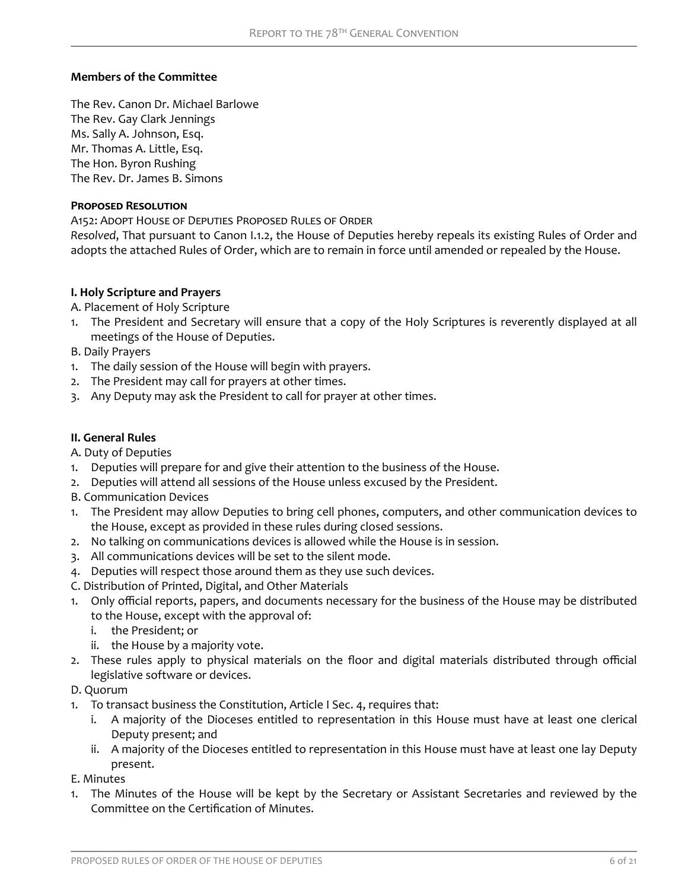**Members of the Committee**

The Rev. Canon Dr. Michael Barlowe
The Rev. Gay Clark Jennings
Ms. Sally A. Johnson, Esq.
Mr. Thomas A. Little, Esq.
The Hon. Byron Rushing
The Rev. Dr. James B. Simons

**PROPOSED RESOLUTION**

A152: ADOPT HOUSE OF DEPUTIES PROPOSED RULES OF ORDER

*Resolved*, That pursuant to Canon I.1.2, the House of Deputies hereby repeals its existing Rules of Order and adopts the attached Rules of Order, which are to remain in force until amended or repealed by the House.

**I. Holy Scripture and Prayers**

A. Placement of Holy Scripture

1. The President and Secretary will ensure that a copy of the Holy Scriptures is reverently displayed at all meetings of the House of Deputies.

B. Daily Prayers

1. The daily session of the House will begin with prayers.
2. The President may call for prayers at other times.
3. Any Deputy may ask the President to call for prayer at other times.

**II. General Rules**

A. Duty of Deputies

1. Deputies will prepare for and give their attention to the business of the House.
2. Deputies will attend all sessions of the House unless excused by the President.

B. Communication Devices

1. The President may allow Deputies to bring cell phones, computers, and other communication devices to the House, except as provided in these rules during closed sessions.
2. No talking on communications devices is allowed while the House is in session.
3. All communications devices will be set to the silent mode.
4. Deputies will respect those around them as they use such devices.

C. Distribution of Printed, Digital, and Other Materials

1. Only official reports, papers, and documents necessary for the business of the House may be distributed to the House, except with the approval of:
   i. the President; or
   ii. the House by a majority vote.
2. These rules apply to physical materials on the floor and digital materials distributed through official legislative software or devices.

D. Quorum

1. To transact business the Constitution, Article I Sec. 4, requires that:
   i. A majority of the Dioceses entitled to representation in this House must have at least one clerical Deputy present; and
   ii. A majority of the Dioceses entitled to representation in this House must have at least one lay Deputy present.

E. Minutes

1. The Minutes of the House will be kept by the Secretary or Assistant Secretaries and reviewed by the Committee on the Certification of Minutes.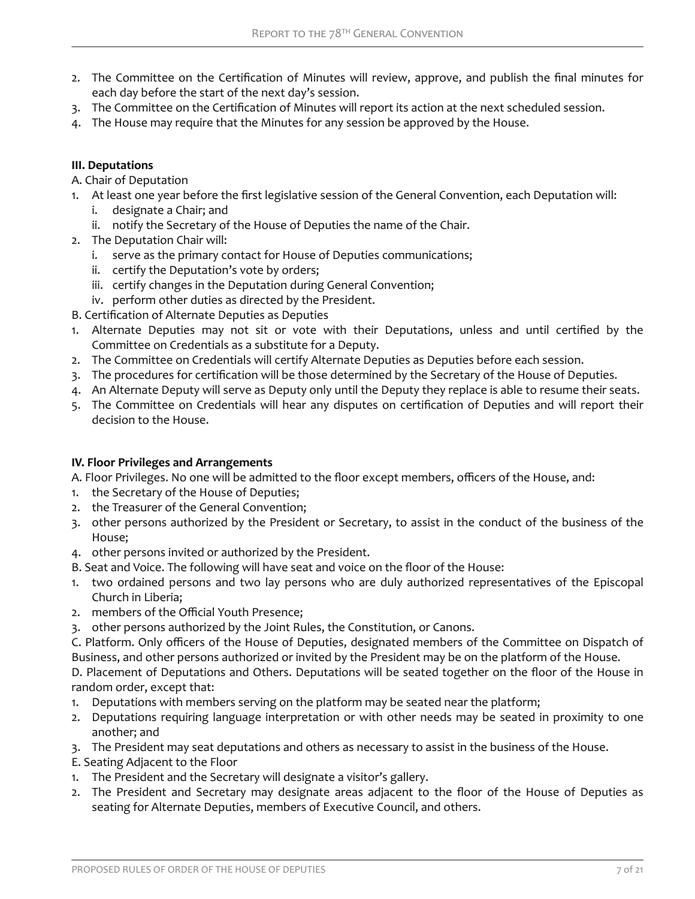2. The Committee on the Certification of Minutes will review, approve, and publish the final minutes for each day before the start of the next day's session.
3. The Committee on the Certification of Minutes will report its action at the next scheduled session.
4. The House may require that the Minutes for any session be approved by the House.

**III. Deputations**

A. Chair of Deputation

1. At least one year before the first legislative session of the General Convention, each Deputation will:
   i. designate a Chair; and
   ii. notify the Secretary of the House of Deputies the name of the Chair.
2. The Deputation Chair will:
   i. serve as the primary contact for House of Deputies communications;
   ii. certify the Deputation's vote by orders;
   iii. certify changes in the Deputation during General Convention;
   iv. perform other duties as directed by the President.

B. Certification of Alternate Deputies as Deputies

1. Alternate Deputies may not sit or vote with their Deputations, unless and until certified by the Committee on Credentials as a substitute for a Deputy.
2. The Committee on Credentials will certify Alternate Deputies as Deputies before each session.
3. The procedures for certification will be those determined by the Secretary of the House of Deputies.
4. An Alternate Deputy will serve as Deputy only until the Deputy they replace is able to resume their seats.
5. The Committee on Credentials will hear any disputes on certification of Deputies and will report their decision to the House.

**IV. Floor Privileges and Arrangements**

A. Floor Privileges. No one will be admitted to the floor except members, officers of the House, and:

1. the Secretary of the House of Deputies;
2. the Treasurer of the General Convention;
3. other persons authorized by the President or Secretary, to assist in the conduct of the business of the House;
4. other persons invited or authorized by the President.

B. Seat and Voice. The following will have seat and voice on the floor of the House:

1. two ordained persons and two lay persons who are duly authorized representatives of the Episcopal Church in Liberia;
2. members of the Official Youth Presence;
3. other persons authorized by the Joint Rules, the Constitution, or Canons.

C. Platform. Only officers of the House of Deputies, designated members of the Committee on Dispatch of Business, and other persons authorized or invited by the President may be on the platform of the House.

D. Placement of Deputations and Others. Deputations will be seated together on the floor of the House in random order, except that:

1. Deputations with members serving on the platform may be seated near the platform;
2. Deputations requiring language interpretation or with other needs may be seated in proximity to one another; and
3. The President may seat deputations and others as necessary to assist in the business of the House.

E. Seating Adjacent to the Floor

1. The President and the Secretary will designate a visitor's gallery.
2. The President and Secretary may designate areas adjacent to the floor of the House of Deputies as seating for Alternate Deputies, members of Executive Council, and others.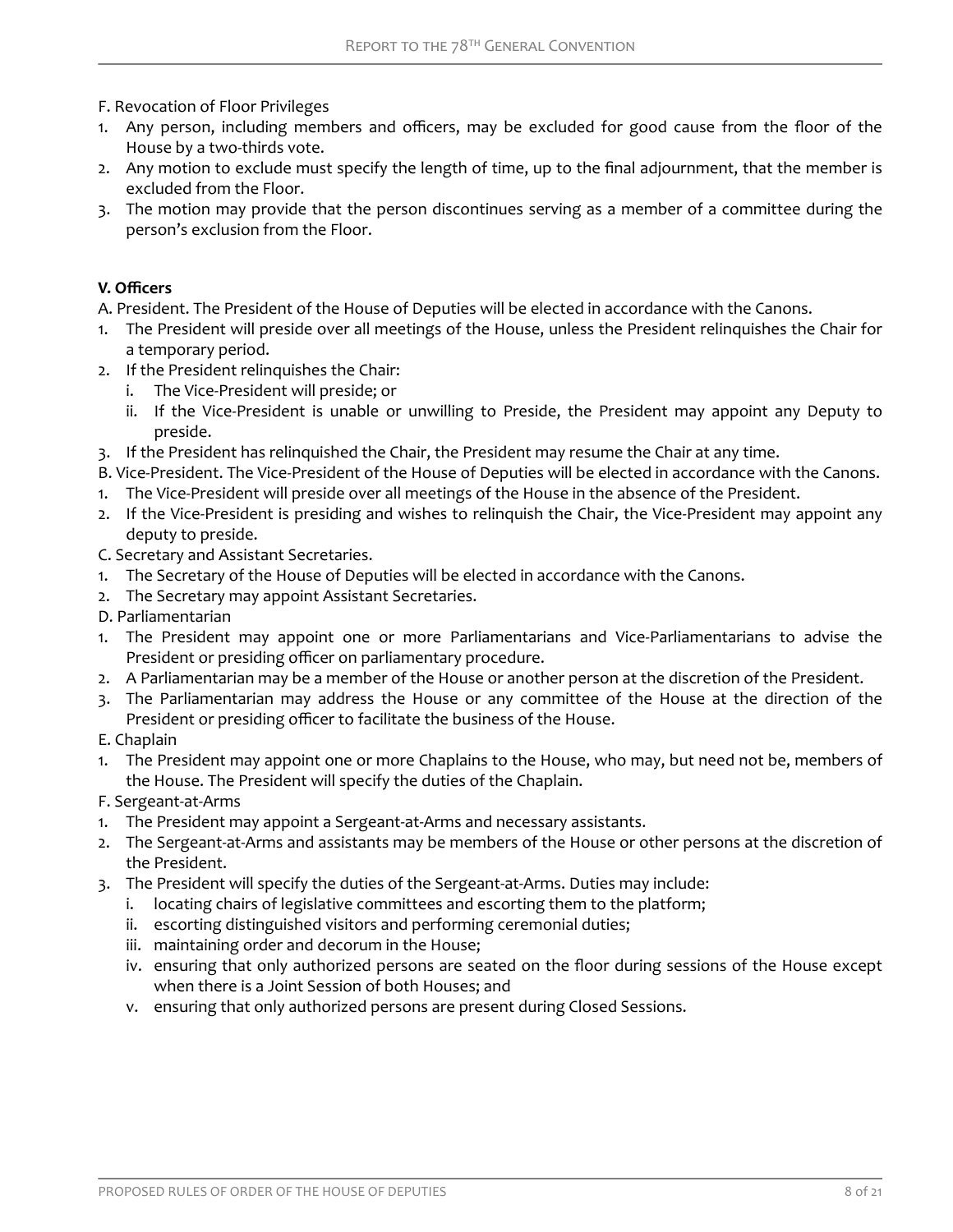F. Revocation of Floor Privileges

1. Any person, including members and officers, may be excluded for good cause from the floor of the House by a two-thirds vote.
2. Any motion to exclude must specify the length of time, up to the final adjournment, that the member is excluded from the Floor.
3. The motion may provide that the person discontinues serving as a member of a committee during the person's exclusion from the Floor.

**V. Officers**

A. President. The President of the House of Deputies will be elected in accordance with the Canons.

1. The President will preside over all meetings of the House, unless the President relinquishes the Chair for a temporary period.
2. If the President relinquishes the Chair:
   1. The Vice-President will preside; or
   2. If the Vice-President is unable or unwilling to Preside, the President may appoint any Deputy to preside.
3. If the President has relinquished the Chair, the President may resume the Chair at any time.

B. Vice-President. The Vice-President of the House of Deputies will be elected in accordance with the Canons.

1. The Vice-President will preside over all meetings of the House in the absence of the President.
2. If the Vice-President is presiding and wishes to relinquish the Chair, the Vice-President may appoint any deputy to preside.

C. Secretary and Assistant Secretaries.

1. The Secretary of the House of Deputies will be elected in accordance with the Canons.
2. The Secretary may appoint Assistant Secretaries.

D. Parliamentarian

1. The President may appoint one or more Parliamentarians and Vice-Parliamentarians to advise the President or presiding officer on parliamentary procedure.
2. A Parliamentarian may be a member of the House or another person at the discretion of the President.
3. The Parliamentarian may address the House or any committee of the House at the direction of the President or presiding officer to facilitate the business of the House.

E. Chaplain

1. The President may appoint one or more Chaplains to the House, who may, but need not be, members of the House. The President will specify the duties of the Chaplain.

F. Sergeant-at-Arms

1. The President may appoint a Sergeant-at-Arms and necessary assistants.
2. The Sergeant-at-Arms and assistants may be members of the House or other persons at the discretion of the President.
3. The President will specify the duties of the Sergeant-at-Arms. Duties may include:
   1. locating chairs of legislative committees and escorting them to the platform;
   2. escorting distinguished visitors and performing ceremonial duties;
   3. maintaining order and decorum in the House;
   4. ensuring that only authorized persons are seated on the floor during sessions of the House except when there is a Joint Session of both Houses; and
   5. ensuring that only authorized persons are present during Closed Sessions.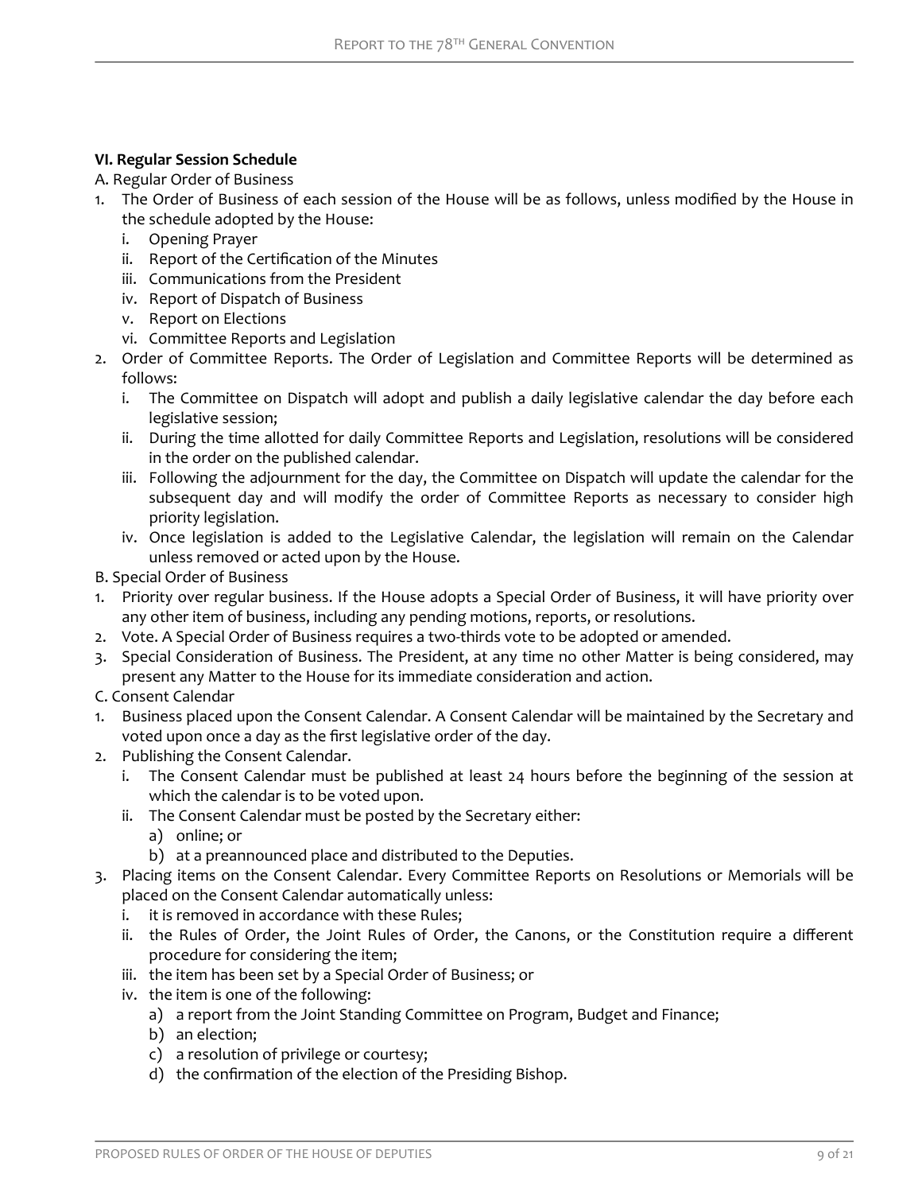**VI. Regular Session Schedule**

A. Regular Order of Business

1. The Order of Business of each session of the House will be as follows, unless modified by the House in the schedule adopted by the House:
   i. Opening Prayer
   ii. Report of the Certification of the Minutes
   iii. Communications from the President
   iv. Report of Dispatch of Business
   v. Report on Elections
   vi. Committee Reports and Legislation
2. Order of Committee Reports. The Order of Legislation and Committee Reports will be determined as follows:
   i. The Committee on Dispatch will adopt and publish a daily legislative calendar the day before each legislative session;
   ii. During the time allotted for daily Committee Reports and Legislation, resolutions will be considered in the order on the published calendar.
   iii. Following the adjournment for the day, the Committee on Dispatch will update the calendar for the subsequent day and will modify the order of Committee Reports as necessary to consider high priority legislation.
   iv. Once legislation is added to the Legislative Calendar, the legislation will remain on the Calendar unless removed or acted upon by the House.

B. Special Order of Business

1. Priority over regular business. If the House adopts a Special Order of Business, it will have priority over any other item of business, including any pending motions, reports, or resolutions.
2. Vote. A Special Order of Business requires a two-thirds vote to be adopted or amended.
3. Special Consideration of Business. The President, at any time no other Matter is being considered, may present any Matter to the House for its immediate consideration and action.

C. Consent Calendar

1. Business placed upon the Consent Calendar. A Consent Calendar will be maintained by the Secretary and voted upon once a day as the first legislative order of the day.
2. Publishing the Consent Calendar.
   i. The Consent Calendar must be published at least 24 hours before the beginning of the session at which the calendar is to be voted upon.
   ii. The Consent Calendar must be posted by the Secretary either:
      a) online; or
      b) at a preannounced place and distributed to the Deputies.
3. Placing items on the Consent Calendar. Every Committee Reports on Resolutions or Memorials will be placed on the Consent Calendar automatically unless:
   i. it is removed in accordance with these Rules;
   ii. the Rules of Order, the Joint Rules of Order, the Canons, or the Constitution require a different procedure for considering the item;
   iii. the item has been set by a Special Order of Business; or
   iv. the item is one of the following:
      a) a report from the Joint Standing Committee on Program, Budget and Finance;
      b) an election;
      c) a resolution of privilege or courtesy;
      d) the confirmation of the election of the Presiding Bishop.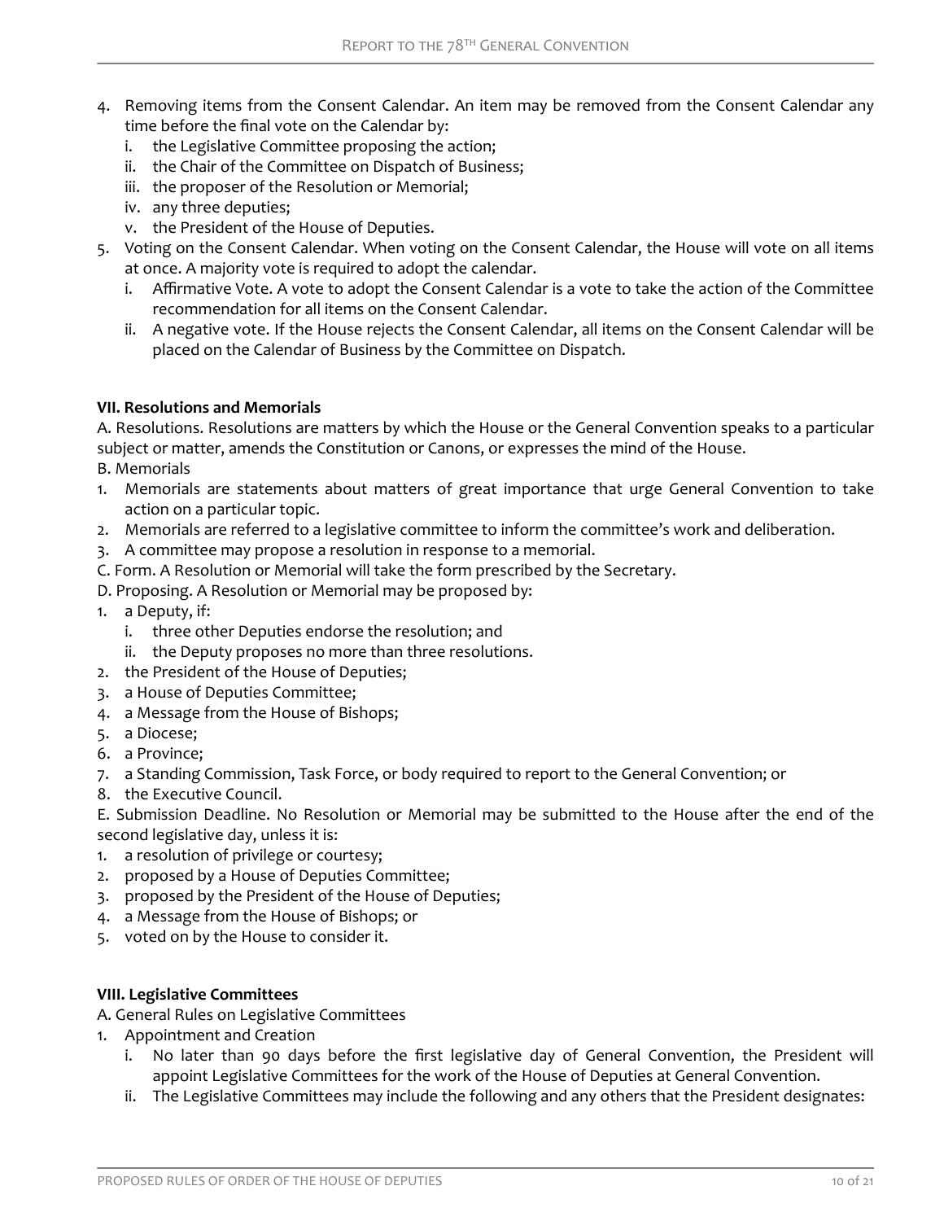4. Removing items from the Consent Calendar. An item may be removed from the Consent Calendar any time before the final vote on the Calendar by:
   i. the Legislative Committee proposing the action;
   ii. the Chair of the Committee on Dispatch of Business;
   iii. the proposer of the Resolution or Memorial;
   iv. any three deputies;
   v. the President of the House of Deputies.
5. Voting on the Consent Calendar. When voting on the Consent Calendar, the House will vote on all items at once. A majority vote is required to adopt the calendar.
   i. Affirmative Vote. A vote to adopt the Consent Calendar is a vote to take the action of the Committee recommendation for all items on the Consent Calendar.
   ii. A negative vote. If the House rejects the Consent Calendar, all items on the Consent Calendar will be placed on the Calendar of Business by the Committee on Dispatch.

**VII. Resolutions and Memorials**

A. Resolutions. Resolutions are matters by which the House or the General Convention speaks to a particular subject or matter, amends the Constitution or Canons, or expresses the mind of the House.

B. Memorials

1. Memorials are statements about matters of great importance that urge General Convention to take action on a particular topic.
2. Memorials are referred to a legislative committee to inform the committee's work and deliberation.
3. A committee may propose a resolution in response to a memorial.

C. Form. A Resolution or Memorial will take the form prescribed by the Secretary.

D. Proposing. A Resolution or Memorial may be proposed by:

1. a Deputy, if:
   i. three other Deputies endorse the resolution; and
   ii. the Deputy proposes no more than three resolutions.
2. the President of the House of Deputies;
3. a House of Deputies Committee;
4. a Message from the House of Bishops;
5. a Diocese;
6. a Province;
7. a Standing Commission, Task Force, or body required to report to the General Convention; or
8. the Executive Council.

E. Submission Deadline. No Resolution or Memorial may be submitted to the House after the end of the second legislative day, unless it is:

1. a resolution of privilege or courtesy;
2. proposed by a House of Deputies Committee;
3. proposed by the President of the House of Deputies;
4. a Message from the House of Bishops; or
5. voted on by the House to consider it.

**VIII. Legislative Committees**

A. General Rules on Legislative Committees

1. Appointment and Creation
   i. No later than 90 days before the first legislative day of General Convention, the President will appoint Legislative Committees for the work of the House of Deputies at General Convention.
   ii. The Legislative Committees may include the following and any others that the President designates: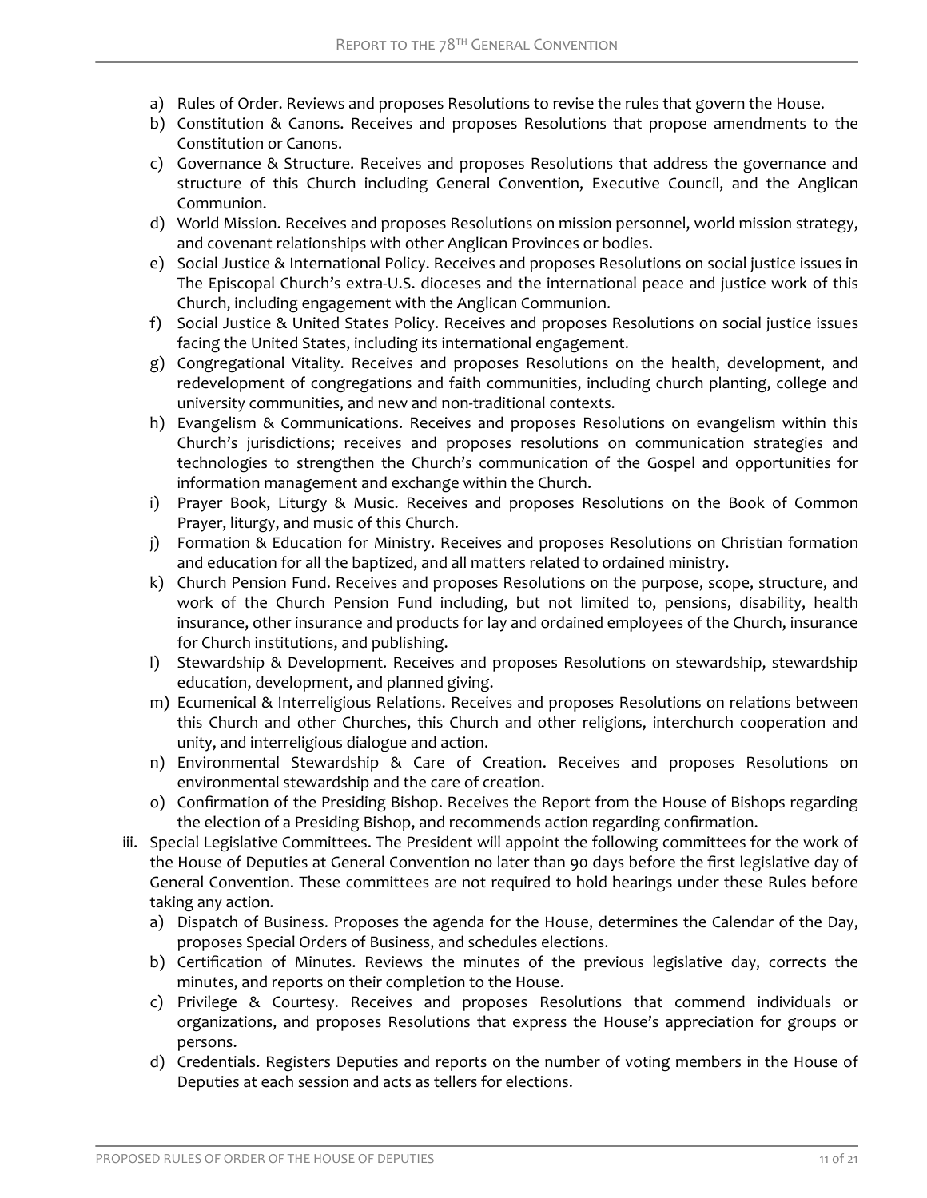a) Rules of Order. Reviews and proposes Resolutions to revise the rules that govern the House.
b) Constitution & Canons. Receives and proposes Resolutions that propose amendments to the Constitution or Canons.
c) Governance & Structure. Receives and proposes Resolutions that address the governance and structure of this Church including General Convention, Executive Council, and the Anglican Communion.
d) World Mission. Receives and proposes Resolutions on mission personnel, world mission strategy, and covenant relationships with other Anglican Provinces or bodies.
e) Social Justice & International Policy. Receives and proposes Resolutions on social justice issues in The Episcopal Church's extra-U.S. dioceses and the international peace and justice work of this Church, including engagement with the Anglican Communion.
f) Social Justice & United States Policy. Receives and proposes Resolutions on social justice issues facing the United States, including its international engagement.
g) Congregational Vitality. Receives and proposes Resolutions on the health, development, and redevelopment of congregations and faith communities, including church planting, college and university communities, and new and non-traditional contexts.
h) Evangelism & Communications. Receives and proposes Resolutions on evangelism within this Church's jurisdictions; receives and proposes resolutions on communication strategies and technologies to strengthen the Church's communication of the Gospel and opportunities for information management and exchange within the Church.
i) Prayer Book, Liturgy & Music. Receives and proposes Resolutions on the Book of Common Prayer, liturgy, and music of this Church.
j) Formation & Education for Ministry. Receives and proposes Resolutions on Christian formation and education for all the baptized, and all matters related to ordained ministry.
k) Church Pension Fund. Receives and proposes Resolutions on the purpose, scope, structure, and work of the Church Pension Fund including, but not limited to, pensions, disability, health insurance, other insurance and products for lay and ordained employees of the Church, insurance for Church institutions, and publishing.
l) Stewardship & Development. Receives and proposes Resolutions on stewardship, stewardship education, development, and planned giving.
m) Ecumenical & Interreligious Relations. Receives and proposes Resolutions on relations between this Church and other Churches, this Church and other religions, interchurch cooperation and unity, and interreligious dialogue and action.
n) Environmental Stewardship & Care of Creation. Receives and proposes Resolutions on environmental stewardship and the care of creation.
o) Confirmation of the Presiding Bishop. Receives the Report from the House of Bishops regarding the election of a Presiding Bishop, and recommends action regarding confirmation.

iii. Special Legislative Committees. The President will appoint the following committees for the work of the House of Deputies at General Convention no later than 90 days before the first legislative day of General Convention. These committees are not required to hold hearings under these Rules before taking any action.

a) Dispatch of Business. Proposes the agenda for the House, determines the Calendar of the Day, proposes Special Orders of Business, and schedules elections.
b) Certification of Minutes. Reviews the minutes of the previous legislative day, corrects the minutes, and reports on their completion to the House.
c) Privilege & Courtesy. Receives and proposes Resolutions that commend individuals or organizations, and proposes Resolutions that express the House's appreciation for groups or persons.
d) Credentials. Registers Deputies and reports on the number of voting members in the House of Deputies at each session and acts as tellers for elections.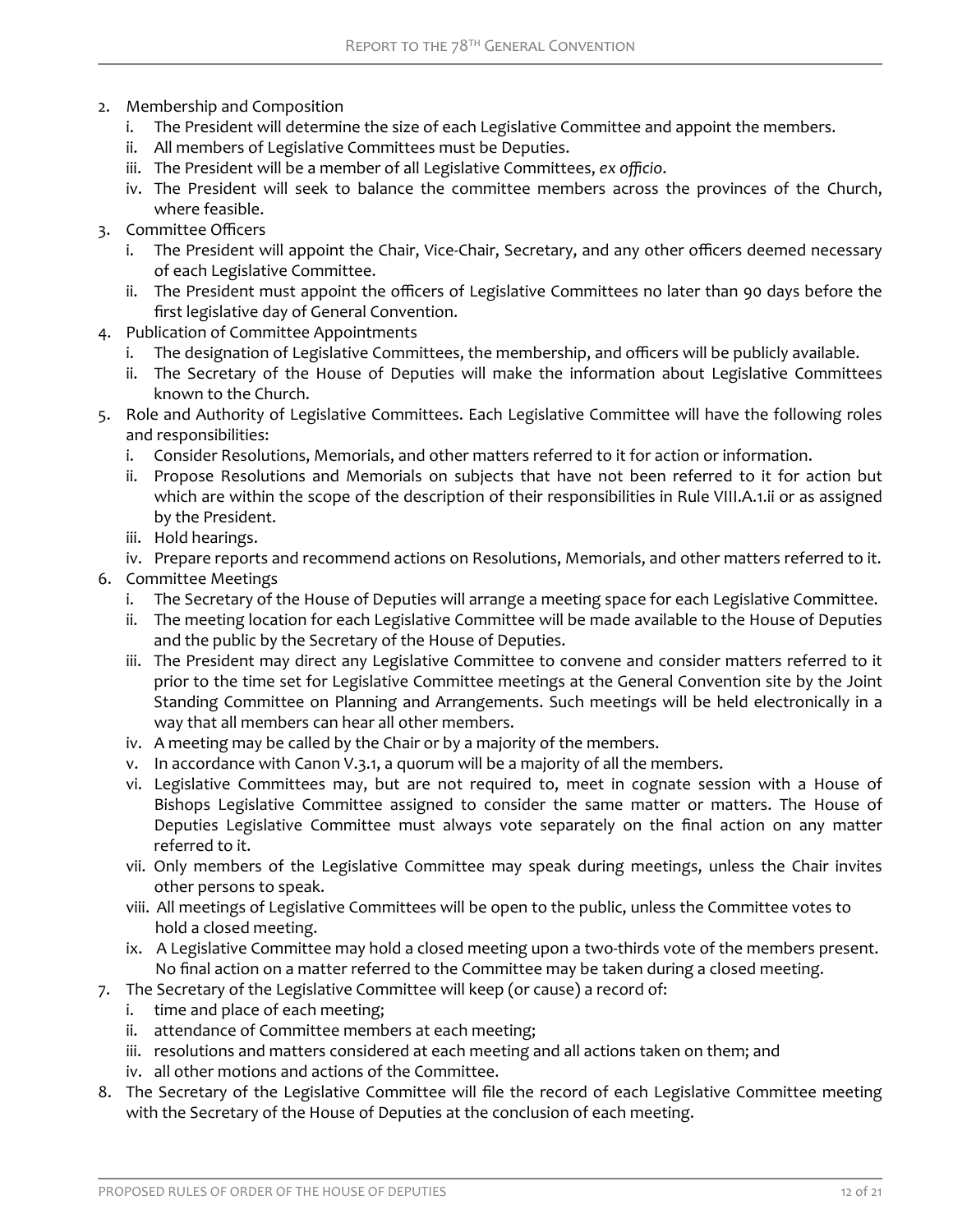2. Membership and Composition
    i. The President will determine the size of each Legislative Committee and appoint the members.
    ii. All members of Legislative Committees must be Deputies.
    iii. The President will be a member of all Legislative Committees, *ex officio*.
    iv. The President will seek to balance the committee members across the provinces of the Church, where feasible.
3. Committee Officers
    i. The President will appoint the Chair, Vice-Chair, Secretary, and any other officers deemed necessary of each Legislative Committee.
    ii. The President must appoint the officers of Legislative Committees no later than 90 days before the first legislative day of General Convention.
4. Publication of Committee Appointments
    i. The designation of Legislative Committees, the membership, and officers will be publicly available.
    ii. The Secretary of the House of Deputies will make the information about Legislative Committees known to the Church.
5. Role and Authority of Legislative Committees. Each Legislative Committee will have the following roles and responsibilities:
    i. Consider Resolutions, Memorials, and other matters referred to it for action or information.
    ii. Propose Resolutions and Memorials on subjects that have not been referred to it for action but which are within the scope of the description of their responsibilities in Rule VIII.A.1.ii or as assigned by the President.
    iii. Hold hearings.
    iv. Prepare reports and recommend actions on Resolutions, Memorials, and other matters referred to it.
6. Committee Meetings
    i. The Secretary of the House of Deputies will arrange a meeting space for each Legislative Committee.
    ii. The meeting location for each Legislative Committee will be made available to the House of Deputies and the public by the Secretary of the House of Deputies.
    iii. The President may direct any Legislative Committee to convene and consider matters referred to it prior to the time set for Legislative Committee meetings at the General Convention site by the Joint Standing Committee on Planning and Arrangements. Such meetings will be held electronically in a way that all members can hear all other members.
    iv. A meeting may be called by the Chair or by a majority of the members.
    v. In accordance with Canon V.3.1, a quorum will be a majority of all the members.
    vi. Legislative Committees may, but are not required to, meet in cognate session with a House of Bishops Legislative Committee assigned to consider the same matter or matters. The House of Deputies Legislative Committee must always vote separately on the final action on any matter referred to it.
    vii. Only members of the Legislative Committee may speak during meetings, unless the Chair invites other persons to speak.
    viii. All meetings of Legislative Committees will be open to the public, unless the Committee votes to hold a closed meeting.
    ix. A Legislative Committee may hold a closed meeting upon a two-thirds vote of the members present. No final action on a matter referred to the Committee may be taken during a closed meeting.
7. The Secretary of the Legislative Committee will keep (or cause) a record of:
    i. time and place of each meeting;
    ii. attendance of Committee members at each meeting;
    iii. resolutions and matters considered at each meeting and all actions taken on them; and
    iv. all other motions and actions of the Committee.
8. The Secretary of the Legislative Committee will file the record of each Legislative Committee meeting with the Secretary of the House of Deputies at the conclusion of each meeting.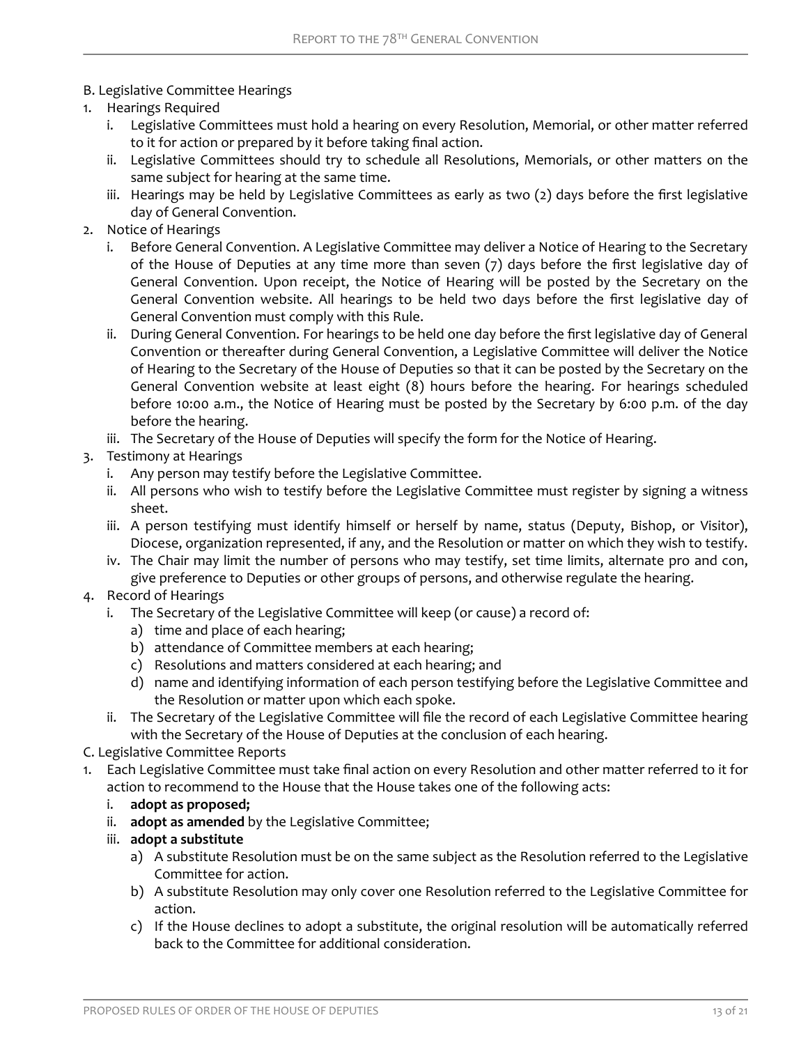B. Legislative Committee Hearings

1. Hearings Required
   i. Legislative Committees must hold a hearing on every Resolution, Memorial, or other matter referred to it for action or prepared by it before taking final action.
   ii. Legislative Committees should try to schedule all Resolutions, Memorials, or other matters on the same subject for hearing at the same time.
   iii. Hearings may be held by Legislative Committees as early as two (2) days before the first legislative day of General Convention.
2. Notice of Hearings
   i. Before General Convention. A Legislative Committee may deliver a Notice of Hearing to the Secretary of the House of Deputies at any time more than seven (7) days before the first legislative day of General Convention. Upon receipt, the Notice of Hearing will be posted by the Secretary on the General Convention website. All hearings to be held two days before the first legislative day of General Convention must comply with this Rule.
   ii. During General Convention. For hearings to be held one day before the first legislative day of General Convention or thereafter during General Convention, a Legislative Committee will deliver the Notice of Hearing to the Secretary of the House of Deputies so that it can be posted by the Secretary on the General Convention website at least eight (8) hours before the hearing. For hearings scheduled before 10:00 a.m., the Notice of Hearing must be posted by the Secretary by 6:00 p.m. of the day before the hearing.
   iii. The Secretary of the House of Deputies will specify the form for the Notice of Hearing.
3. Testimony at Hearings
   i. Any person may testify before the Legislative Committee.
   ii. All persons who wish to testify before the Legislative Committee must register by signing a witness sheet.
   iii. A person testifying must identify himself or herself by name, status (Deputy, Bishop, or Visitor), Diocese, organization represented, if any, and the Resolution or matter on which they wish to testify.
   iv. The Chair may limit the number of persons who may testify, set time limits, alternate pro and con, give preference to Deputies or other groups of persons, and otherwise regulate the hearing.
4. Record of Hearings
   i. The Secretary of the Legislative Committee will keep (or cause) a record of:
      a) time and place of each hearing;
      b) attendance of Committee members at each hearing;
      c) Resolutions and matters considered at each hearing; and
      d) name and identifying information of each person testifying before the Legislative Committee and the Resolution or matter upon which each spoke.
   ii. The Secretary of the Legislative Committee will file the record of each Legislative Committee hearing with the Secretary of the House of Deputies at the conclusion of each hearing.

C. Legislative Committee Reports

1. Each Legislative Committee must take final action on every Resolution and other matter referred to it for action to recommend to the House that the House takes one of the following acts:
   i. **adopt as proposed;**
   ii. **adopt as amended** by the Legislative Committee;
   iii. **adopt a substitute**
      a) A substitute Resolution must be on the same subject as the Resolution referred to the Legislative Committee for action.
      b) A substitute Resolution may only cover one Resolution referred to the Legislative Committee for action.
      c) If the House declines to adopt a substitute, the original resolution will be automatically referred back to the Committee for additional consideration.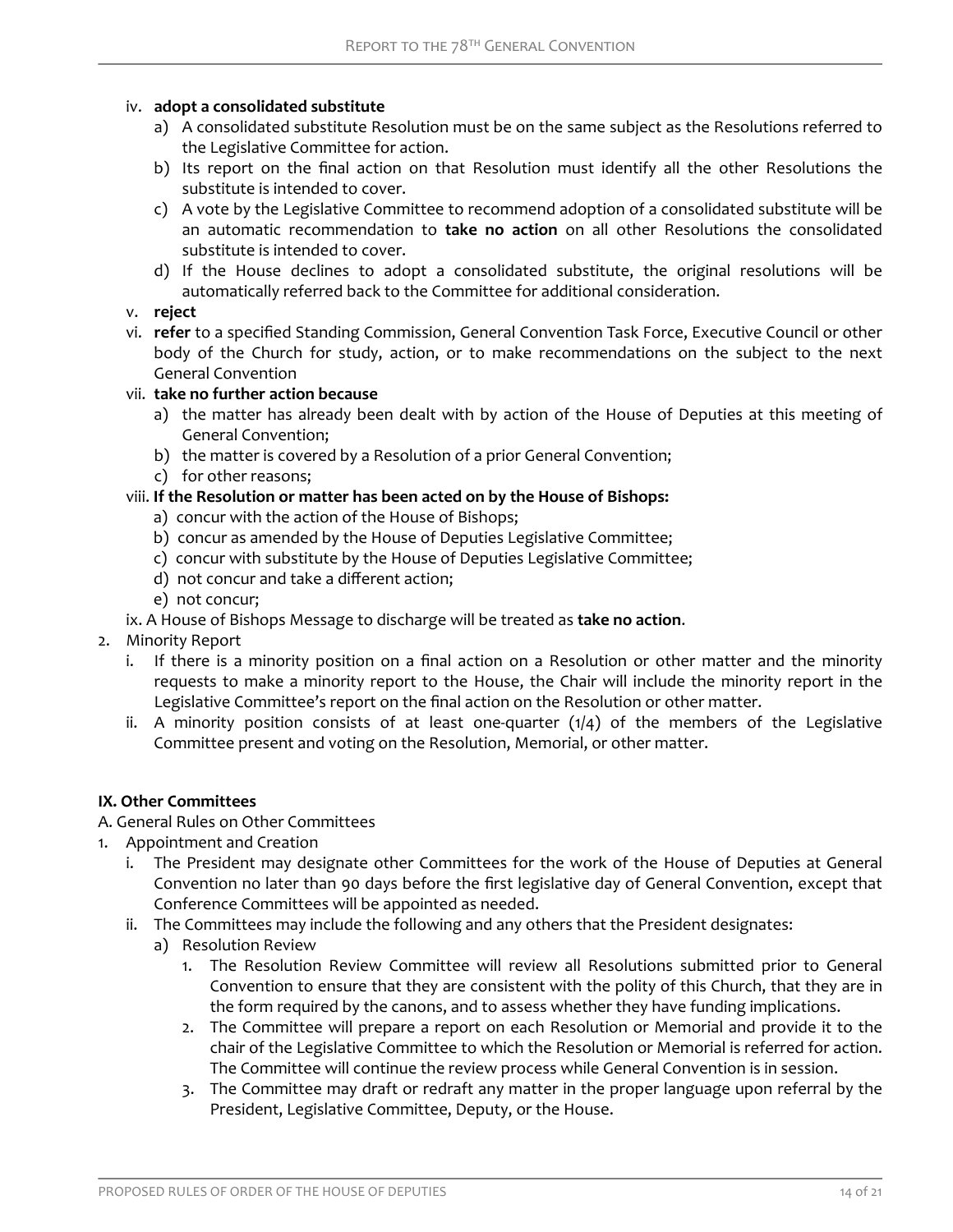iv. **adopt a consolidated substitute**

a) A consolidated substitute Resolution must be on the same subject as the Resolutions referred to the Legislative Committee for action.

b) Its report on the final action on that Resolution must identify all the other Resolutions the substitute is intended to cover.

c) A vote by the Legislative Committee to recommend adoption of a consolidated substitute will be an automatic recommendation to **take no action** on all other Resolutions the consolidated substitute is intended to cover.

d) If the House declines to adopt a consolidated substitute, the original resolutions will be automatically referred back to the Committee for additional consideration.

v. **reject**

vi. **refer** to a specified Standing Commission, General Convention Task Force, Executive Council or other body of the Church for study, action, or to make recommendations on the subject to the next General Convention

vii. **take no further action because**

a) the matter has already been dealt with by action of the House of Deputies at this meeting of General Convention;

b) the matter is covered by a Resolution of a prior General Convention;

c) for other reasons;

viii. **If the Resolution or matter has been acted on by the House of Bishops:**

a) concur with the action of the House of Bishops;

b) concur as amended by the House of Deputies Legislative Committee;

c) concur with substitute by the House of Deputies Legislative Committee;

d) not concur and take a different action;

e) not concur;

ix. A House of Bishops Message to discharge will be treated as **take no action**.

2. Minority Report

i. If there is a minority position on a final action on a Resolution or other matter and the minority requests to make a minority report to the House, the Chair will include the minority report in the Legislative Committee's report on the final action on the Resolution or other matter.

ii. A minority position consists of at least one-quarter (1/4) of the members of the Legislative Committee present and voting on the Resolution, Memorial, or other matter.

**IX. Other Committees**

A. General Rules on Other Committees

1. Appointment and Creation

i. The President may designate other Committees for the work of the House of Deputies at General Convention no later than 90 days before the first legislative day of General Convention, except that Conference Committees will be appointed as needed.

ii. The Committees may include the following and any others that the President designates:

a) Resolution Review

1. The Resolution Review Committee will review all Resolutions submitted prior to General Convention to ensure that they are consistent with the polity of this Church, that they are in the form required by the canons, and to assess whether they have funding implications.

2. The Committee will prepare a report on each Resolution or Memorial and provide it to the chair of the Legislative Committee to which the Resolution or Memorial is referred for action. The Committee will continue the review process while General Convention is in session.

3. The Committee may draft or redraft any matter in the proper language upon referral by the President, Legislative Committee, Deputy, or the House.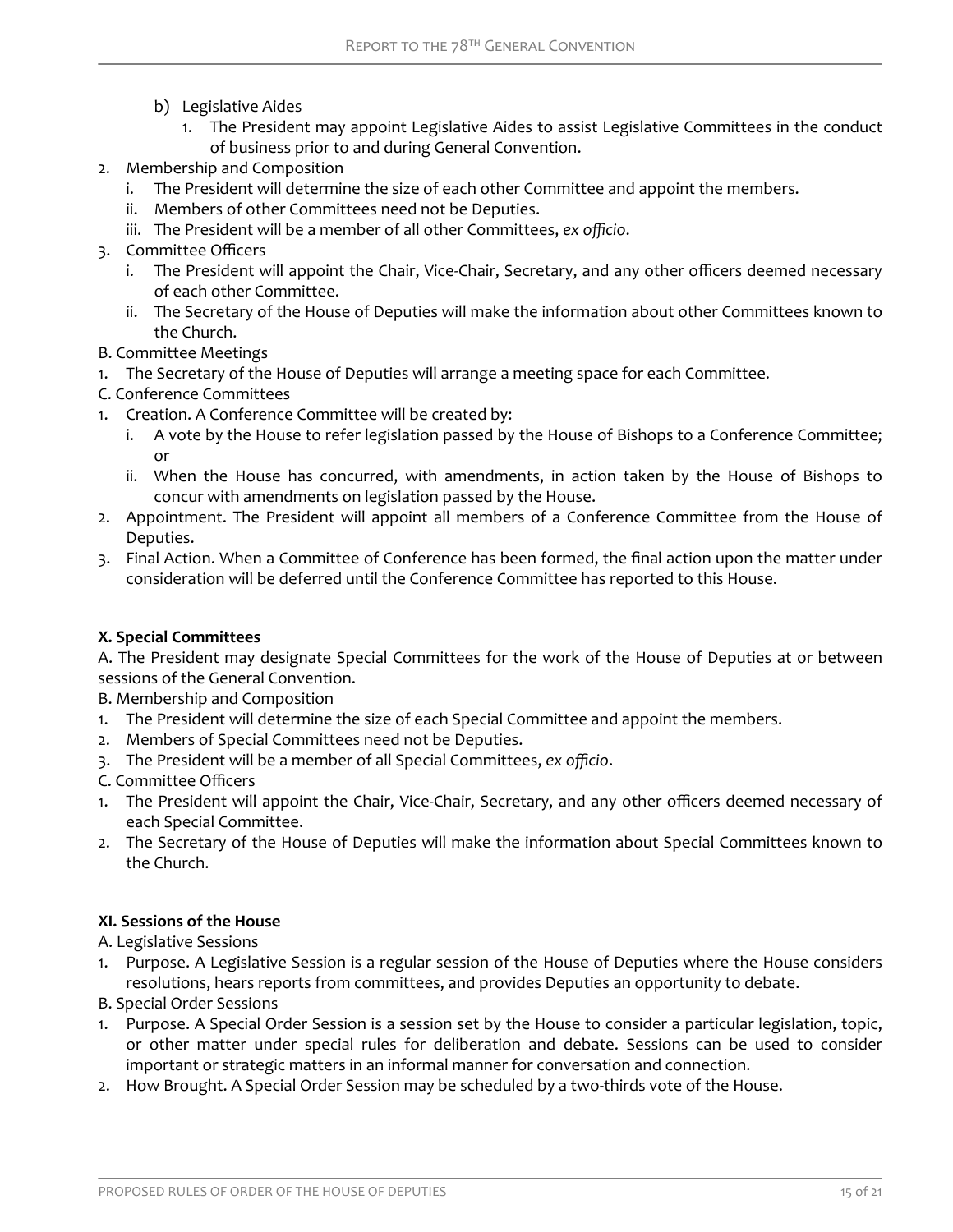b) Legislative Aides
   1. The President may appoint Legislative Aides to assist Legislative Committees in the conduct of business prior to and during General Convention.

2. Membership and Composition
   i. The President will determine the size of each other Committee and appoint the members.
   ii. Members of other Committees need not be Deputies.
   iii. The President will be a member of all other Committees, *ex officio*.
3. Committee Officers
   i. The President will appoint the Chair, Vice-Chair, Secretary, and any other officers deemed necessary of each other Committee.
   ii. The Secretary of the House of Deputies will make the information about other Committees known to the Church.

B. Committee Meetings

1. The Secretary of the House of Deputies will arrange a meeting space for each Committee.

C. Conference Committees

1. Creation. A Conference Committee will be created by:
   i. A vote by the House to refer legislation passed by the House of Bishops to a Conference Committee; or
   ii. When the House has concurred, with amendments, in action taken by the House of Bishops to concur with amendments on legislation passed by the House.
2. Appointment. The President will appoint all members of a Conference Committee from the House of Deputies.
3. Final Action. When a Committee of Conference has been formed, the final action upon the matter under consideration will be deferred until the Conference Committee has reported to this House.

**X. Special Committees**

A. The President may designate Special Committees for the work of the House of Deputies at or between sessions of the General Convention.

B. Membership and Composition

1. The President will determine the size of each Special Committee and appoint the members.
2. Members of Special Committees need not be Deputies.
3. The President will be a member of all Special Committees, *ex officio*.

C. Committee Officers

1. The President will appoint the Chair, Vice-Chair, Secretary, and any other officers deemed necessary of each Special Committee.
2. The Secretary of the House of Deputies will make the information about Special Committees known to the Church.

**XI. Sessions of the House**

A. Legislative Sessions

1. Purpose. A Legislative Session is a regular session of the House of Deputies where the House considers resolutions, hears reports from committees, and provides Deputies an opportunity to debate.

B. Special Order Sessions

1. Purpose. A Special Order Session is a session set by the House to consider a particular legislation, topic, or other matter under special rules for deliberation and debate. Sessions can be used to consider important or strategic matters in an informal manner for conversation and connection.
2. How Brought. A Special Order Session may be scheduled by a two-thirds vote of the House.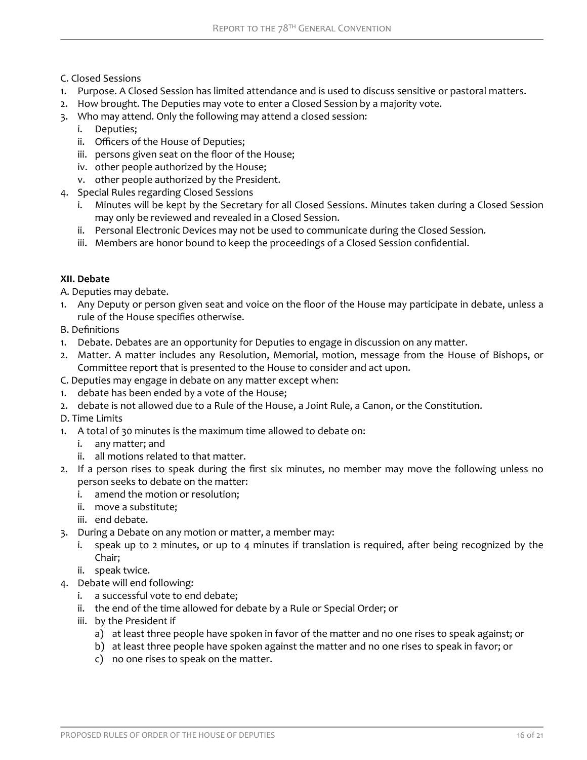C. Closed Sessions

1. Purpose. A Closed Session has limited attendance and is used to discuss sensitive or pastoral matters.
2. How brought. The Deputies may vote to enter a Closed Session by a majority vote.
3. Who may attend. Only the following may attend a closed session:
   i. Deputies;
   ii. Officers of the House of Deputies;
   iii. persons given seat on the floor of the House;
   iv. other people authorized by the House;
   v. other people authorized by the President.
4. Special Rules regarding Closed Sessions
   i. Minutes will be kept by the Secretary for all Closed Sessions. Minutes taken during a Closed Session may only be reviewed and revealed in a Closed Session.
   ii. Personal Electronic Devices may not be used to communicate during the Closed Session.
   iii. Members are honor bound to keep the proceedings of a Closed Session confidential.

**XII. Debate**

A. Deputies may debate.

1. Any Deputy or person given seat and voice on the floor of the House may participate in debate, unless a rule of the House specifies otherwise.

B. Definitions

1. Debate. Debates are an opportunity for Deputies to engage in discussion on any matter.
2. Matter. A matter includes any Resolution, Memorial, motion, message from the House of Bishops, or Committee report that is presented to the House to consider and act upon.

C. Deputies may engage in debate on any matter except when:

1. debate has been ended by a vote of the House;
2. debate is not allowed due to a Rule of the House, a Joint Rule, a Canon, or the Constitution.

D. Time Limits

1. A total of 30 minutes is the maximum time allowed to debate on:
   i. any matter; and
   ii. all motions related to that matter.
2. If a person rises to speak during the first six minutes, no member may move the following unless no person seeks to debate on the matter:
   i. amend the motion or resolution;
   ii. move a substitute;
   iii. end debate.
3. During a Debate on any motion or matter, a member may:
   i. speak up to 2 minutes, or up to 4 minutes if translation is required, after being recognized by the Chair;
   ii. speak twice.
4. Debate will end following:
   i. a successful vote to end debate;
   ii. the end of the time allowed for debate by a Rule or Special Order; or
   iii. by the President if
      a) at least three people have spoken in favor of the matter and no one rises to speak against; or
      b) at least three people have spoken against the matter and no one rises to speak in favor; or
      c) no one rises to speak on the matter.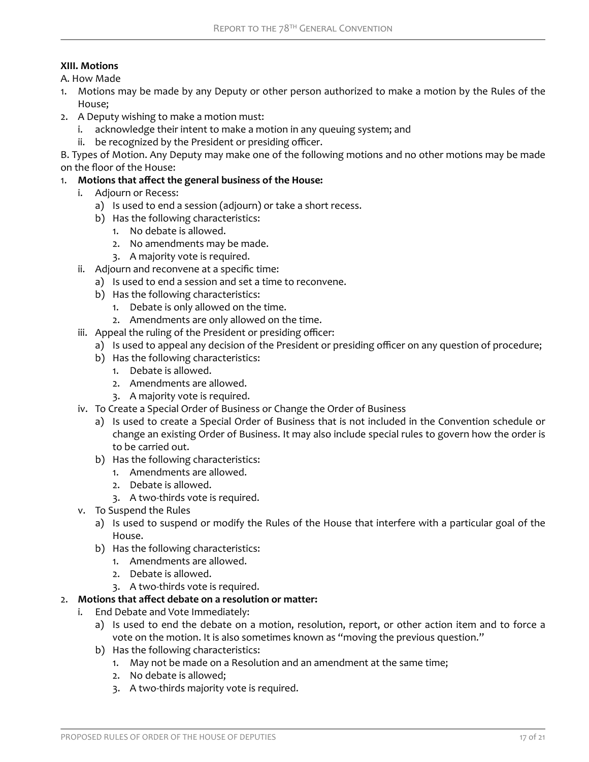**XIII. Motions**

A. How Made

1. Motions may be made by any Deputy or other person authorized to make a motion by the Rules of the House;
2. A Deputy wishing to make a motion must:
   i. acknowledge their intent to make a motion in any queuing system; and
   ii. be recognized by the President or presiding officer.

B. Types of Motion. Any Deputy may make one of the following motions and no other motions may be made on the floor of the House:

1. **Motions that affect the general business of the House:**
   i. Adjourn or Recess:
      a) Is used to end a session (adjourn) or take a short recess.
      b) Has the following characteristics:
         1. No debate is allowed.
         2. No amendments may be made.
         3. A majority vote is required.
   ii. Adjourn and reconvene at a specific time:
      a) Is used to end a session and set a time to reconvene.
      b) Has the following characteristics:
         1. Debate is only allowed on the time.
         2. Amendments are only allowed on the time.
   iii. Appeal the ruling of the President or presiding officer:
      a) Is used to appeal any decision of the President or presiding officer on any question of procedure;
      b) Has the following characteristics:
         1. Debate is allowed.
         2. Amendments are allowed.
         3. A majority vote is required.
   iv. To Create a Special Order of Business or Change the Order of Business
      a) Is used to create a Special Order of Business that is not included in the Convention schedule or change an existing Order of Business. It may also include special rules to govern how the order is to be carried out.
      b) Has the following characteristics:
         1. Amendments are allowed.
         2. Debate is allowed.
         3. A two-thirds vote is required.
   v. To Suspend the Rules
      a) Is used to suspend or modify the Rules of the House that interfere with a particular goal of the House.
      b) Has the following characteristics:
         1. Amendments are allowed.
         2. Debate is allowed.
         3. A two-thirds vote is required.
2. **Motions that affect debate on a resolution or matter:**
   i. End Debate and Vote Immediately:
      a) Is used to end the debate on a motion, resolution, report, or other action item and to force a vote on the motion. It is also sometimes known as "moving the previous question."
      b) Has the following characteristics:
         1. May not be made on a Resolution and an amendment at the same time;
         2. No debate is allowed;
         3. A two-thirds majority vote is required.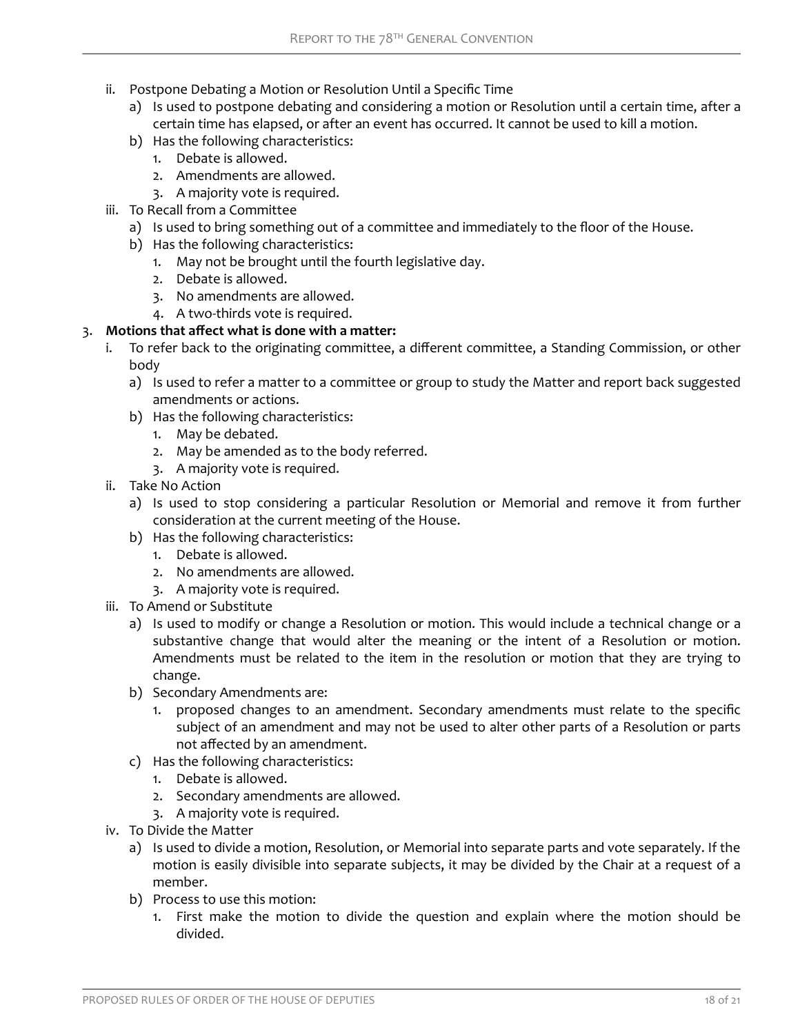- ii. Postpone Debating a Motion or Resolution Until a Specific Time
    - a) Is used to postpone debating and considering a motion or Resolution until a certain time, after a certain time has elapsed, or after an event has occurred. It cannot be used to kill a motion.
    - b) Has the following characteristics:
        1. Debate is allowed.
        2. Amendments are allowed.
        3. A majority vote is required.
- iii. To Recall from a Committee
    - a) Is used to bring something out of a committee and immediately to the floor of the House.
    - b) Has the following characteristics:
        1. May not be brought until the fourth legislative day.
        2. Debate is allowed.
        3. No amendments are allowed.
        4. A two-thirds vote is required.

3. **Motions that affect what is done with a matter:**
    - i. To refer back to the originating committee, a different committee, a Standing Commission, or other body
        - a) Is used to refer a matter to a committee or group to study the Matter and report back suggested amendments or actions.
        - b) Has the following characteristics:
            1. May be debated.
            2. May be amended as to the body referred.
            3. A majority vote is required.
    - ii. Take No Action
        - a) Is used to stop considering a particular Resolution or Memorial and remove it from further consideration at the current meeting of the House.
        - b) Has the following characteristics:
            1. Debate is allowed.
            2. No amendments are allowed.
            3. A majority vote is required.
    - iii. To Amend or Substitute
        - a) Is used to modify or change a Resolution or motion. This would include a technical change or a substantive change that would alter the meaning or the intent of a Resolution or motion. Amendments must be related to the item in the resolution or motion that they are trying to change.
        - b) Secondary Amendments are:
            1. proposed changes to an amendment. Secondary amendments must relate to the specific subject of an amendment and may not be used to alter other parts of a Resolution or parts not affected by an amendment.
        - c) Has the following characteristics:
            1. Debate is allowed.
            2. Secondary amendments are allowed.
            3. A majority vote is required.
    - iv. To Divide the Matter
        - a) Is used to divide a motion, Resolution, or Memorial into separate parts and vote separately. If the motion is easily divisible into separate subjects, it may be divided by the Chair at a request of a member.
        - b) Process to use this motion:
            1. First make the motion to divide the question and explain where the motion should be divided.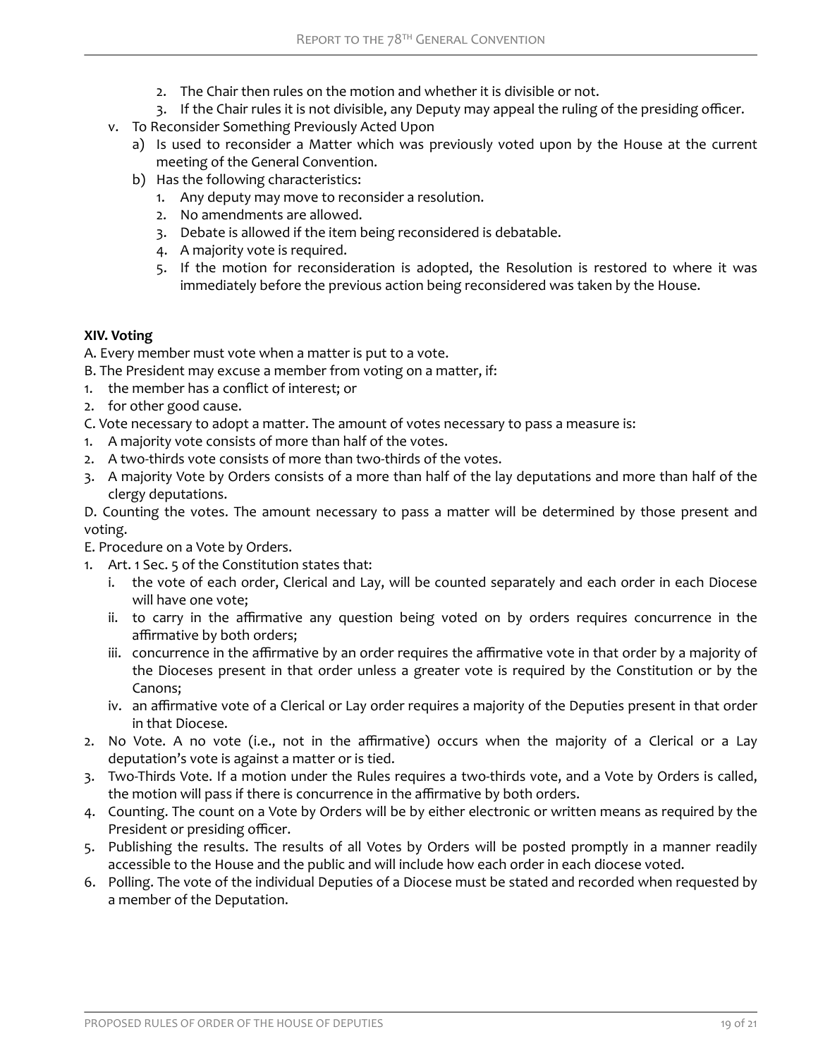2. The Chair then rules on the motion and whether it is divisible or not.
3. If the Chair rules it is not divisible, any Deputy may appeal the ruling of the presiding officer.

v. To Reconsider Something Previously Acted Upon
   a) Is used to reconsider a Matter which was previously voted upon by the House at the current meeting of the General Convention.
   b) Has the following characteristics:
      1. Any deputy may move to reconsider a resolution.
      2. No amendments are allowed.
      3. Debate is allowed if the item being reconsidered is debatable.
      4. A majority vote is required.
      5. If the motion for reconsideration is adopted, the Resolution is restored to where it was immediately before the previous action being reconsidered was taken by the House.

**XIV. Voting**

A. Every member must vote when a matter is put to a vote.

B. The President may excuse a member from voting on a matter, if:

1. the member has a conflict of interest; or
2. for other good cause.

C. Vote necessary to adopt a matter. The amount of votes necessary to pass a measure is:

1. A majority vote consists of more than half of the votes.
2. A two-thirds vote consists of more than two-thirds of the votes.
3. A majority Vote by Orders consists of a more than half of the lay deputations and more than half of the clergy deputations.

D. Counting the votes. The amount necessary to pass a matter will be determined by those present and voting.

E. Procedure on a Vote by Orders.

1. Art. 1 Sec. 5 of the Constitution states that:
   i. the vote of each order, Clerical and Lay, will be counted separately and each order in each Diocese will have one vote;
   ii. to carry in the affirmative any question being voted on by orders requires concurrence in the affirmative by both orders;
   iii. concurrence in the affirmative by an order requires the affirmative vote in that order by a majority of the Dioceses present in that order unless a greater vote is required by the Constitution or by the Canons;
   iv. an affirmative vote of a Clerical or Lay order requires a majority of the Deputies present in that order in that Diocese.
2. No Vote. A no vote (i.e., not in the affirmative) occurs when the majority of a Clerical or a Lay deputation's vote is against a matter or is tied.
3. Two-Thirds Vote. If a motion under the Rules requires a two-thirds vote, and a Vote by Orders is called, the motion will pass if there is concurrence in the affirmative by both orders.
4. Counting. The count on a Vote by Orders will be by either electronic or written means as required by the President or presiding officer.
5. Publishing the results. The results of all Votes by Orders will be posted promptly in a manner readily accessible to the House and the public and will include how each order in each diocese voted.
6. Polling. The vote of the individual Deputies of a Diocese must be stated and recorded when requested by a member of the Deputation.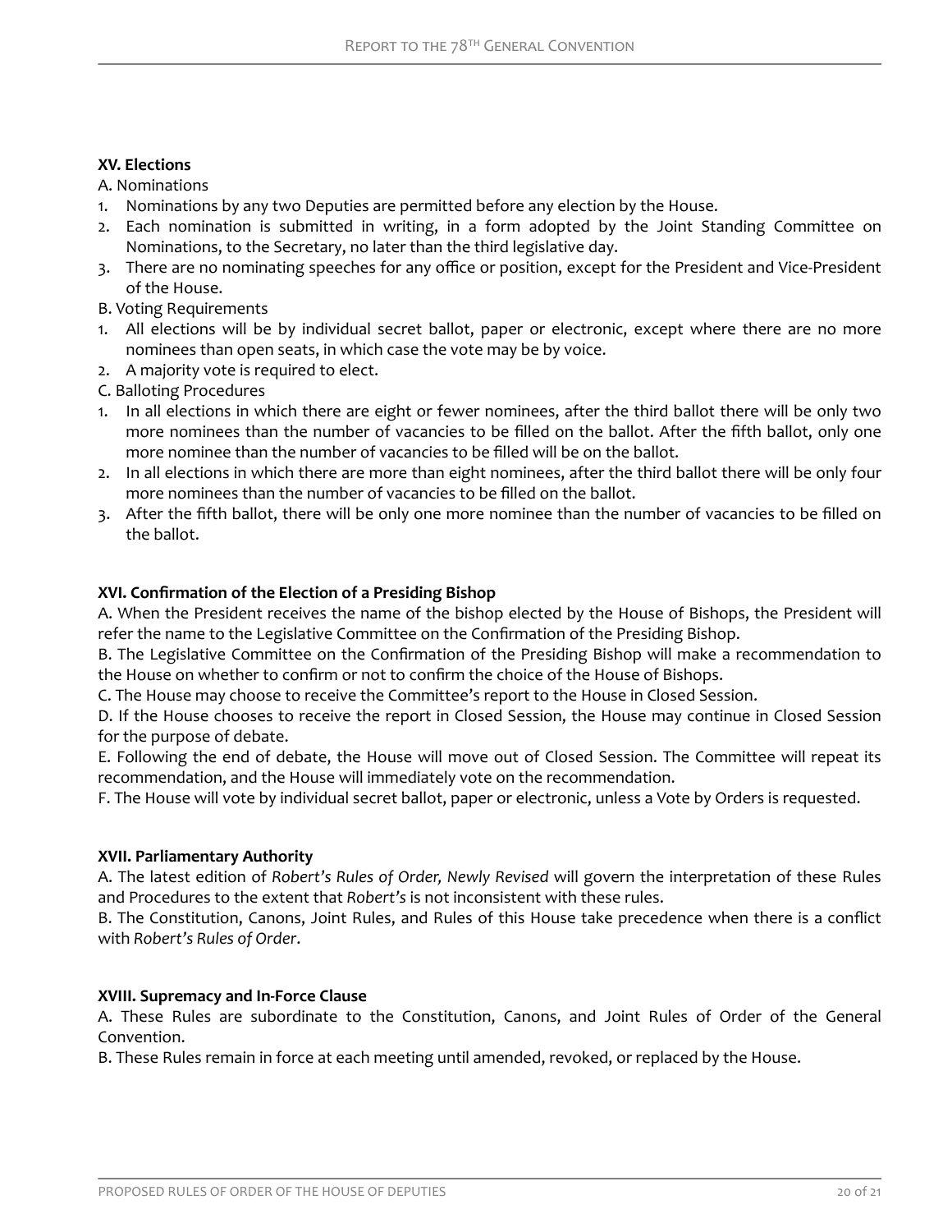**XV. Elections**

A. Nominations

1. Nominations by any two Deputies are permitted before any election by the House.
2. Each nomination is submitted in writing, in a form adopted by the Joint Standing Committee on Nominations, to the Secretary, no later than the third legislative day.
3. There are no nominating speeches for any office or position, except for the President and Vice-President of the House.

B. Voting Requirements

1. All elections will be by individual secret ballot, paper or electronic, except where there are no more nominees than open seats, in which case the vote may be by voice.
2. A majority vote is required to elect.

C. Balloting Procedures

1. In all elections in which there are eight or fewer nominees, after the third ballot there will be only two more nominees than the number of vacancies to be filled on the ballot. After the fifth ballot, only one more nominee than the number of vacancies to be filled will be on the ballot.
2. In all elections in which there are more than eight nominees, after the third ballot there will be only four more nominees than the number of vacancies to be filled on the ballot.
3. After the fifth ballot, there will be only one more nominee than the number of vacancies to be filled on the ballot.

**XVI. Confirmation of the Election of a Presiding Bishop**

A. When the President receives the name of the bishop elected by the House of Bishops, the President will refer the name to the Legislative Committee on the Confirmation of the Presiding Bishop.

B. The Legislative Committee on the Confirmation of the Presiding Bishop will make a recommendation to the House on whether to confirm or not to confirm the choice of the House of Bishops.

C. The House may choose to receive the Committee's report to the House in Closed Session.

D. If the House chooses to receive the report in Closed Session, the House may continue in Closed Session for the purpose of debate.

E. Following the end of debate, the House will move out of Closed Session. The Committee will repeat its recommendation, and the House will immediately vote on the recommendation.

F. The House will vote by individual secret ballot, paper or electronic, unless a Vote by Orders is requested.

**XVII. Parliamentary Authority**

A. The latest edition of *Robert's Rules of Order, Newly Revised* will govern the interpretation of these Rules and Procedures to the extent that *Robert's* is not inconsistent with these rules.

B. The Constitution, Canons, Joint Rules, and Rules of this House take precedence when there is a conflict with *Robert's Rules of Order*.

**XVIII. Supremacy and In-Force Clause**

A. These Rules are subordinate to the Constitution, Canons, and Joint Rules of Order of the General Convention.

B. These Rules remain in force at each meeting until amended, revoked, or replaced by the House.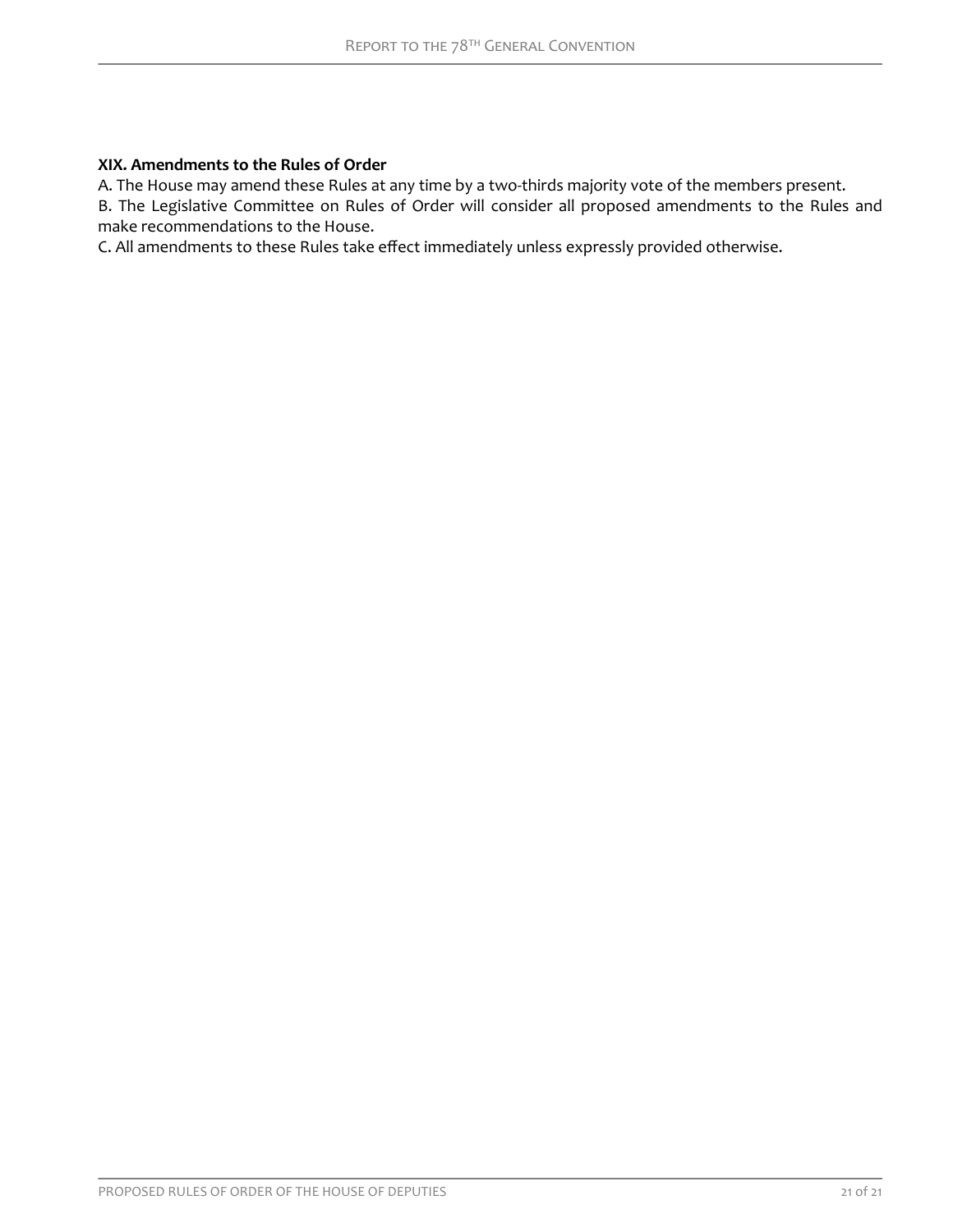**XIX. Amendments to the Rules of Order**

A. The House may amend these Rules at any time by a two-thirds majority vote of the members present.

B. The Legislative Committee on Rules of Order will consider all proposed amendments to the Rules and make recommendations to the House.

C. All amendments to these Rules take effect immediately unless expressly provided otherwise.